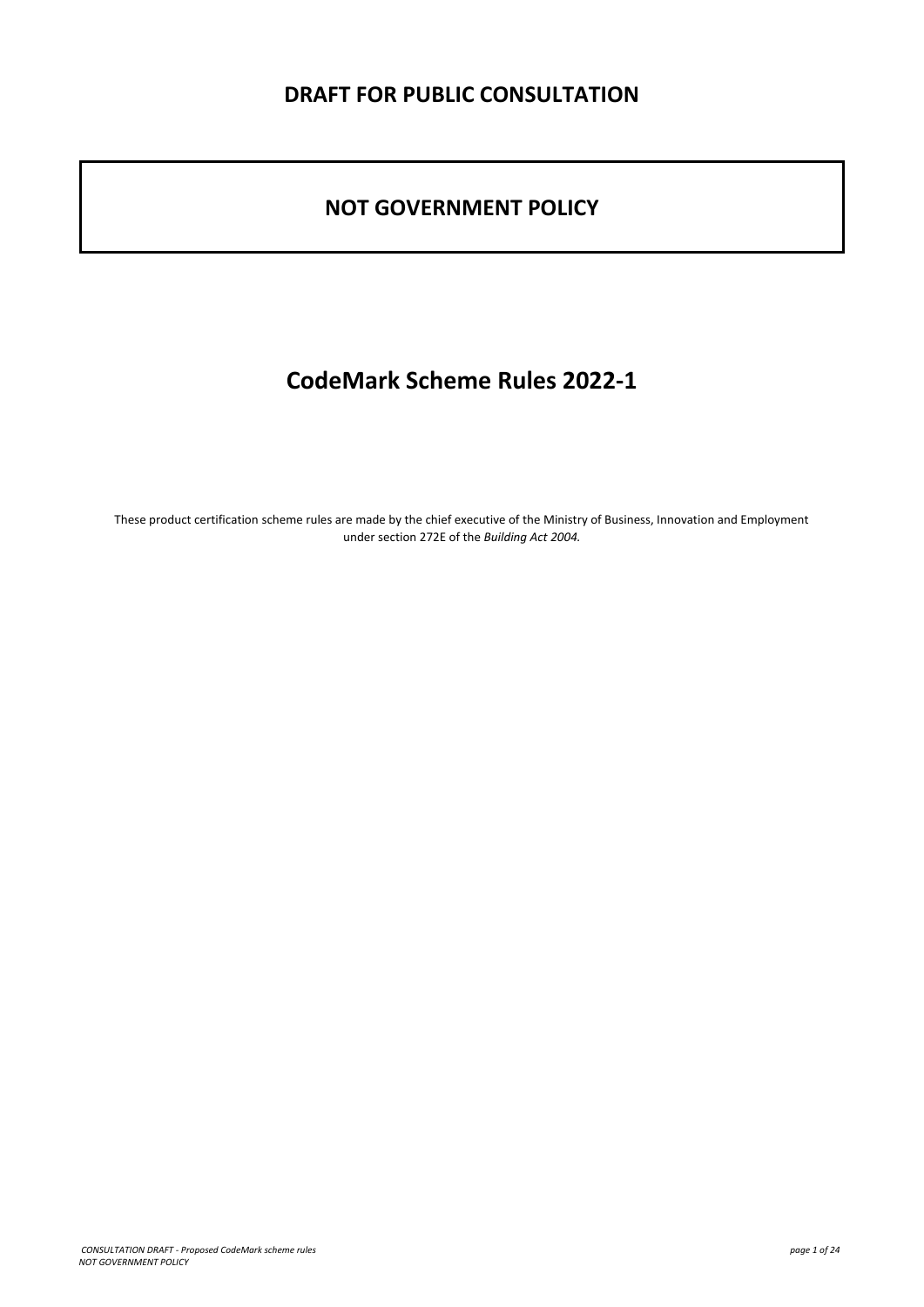**DRAFT FOR PUBLIC CONSULTATION**

**NOT GOVERNMENT POLICY**

# CodeMark Scheme Rules 2022-1

These product certification scheme rules are made by the chief executive of the Ministry of Business, Innovation and Employment under section 272E of the *Building Act 2004.*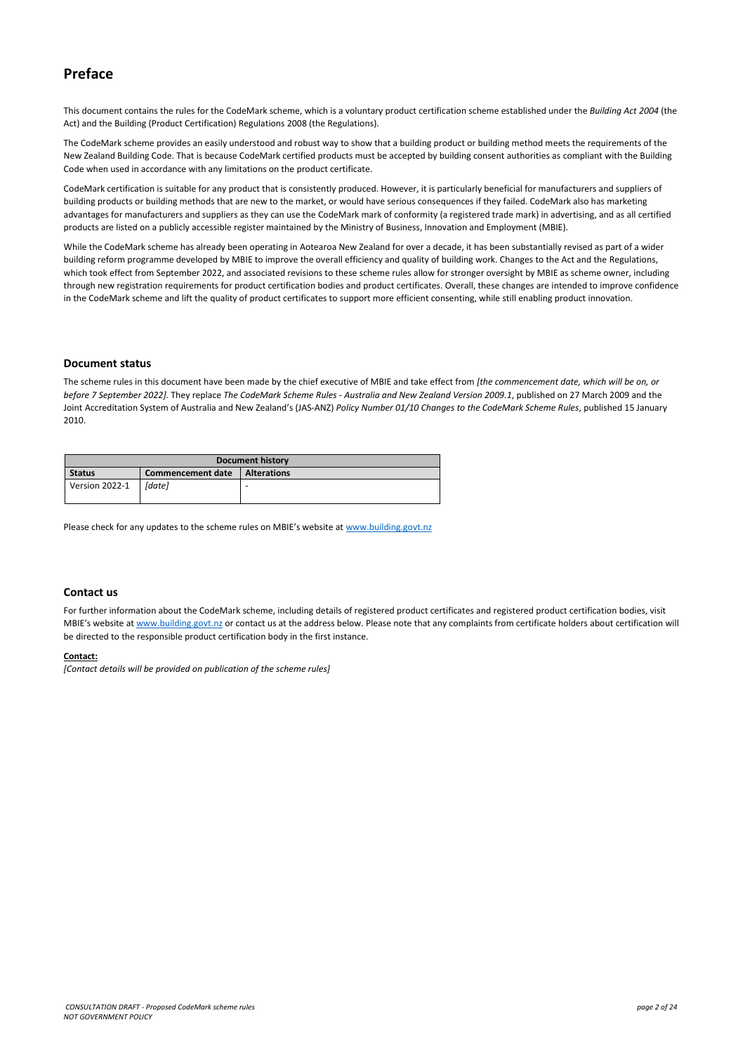# Preface

This document contains the rules for the CodeMark scheme, which is a voluntary product certification scheme established under the *Building Act 2004* (the Act) and the Building (Product Certification) Regulations 2008 (the Regulations).

The CodeMark scheme provides an easily understood and robust way to show that a building product or building method meets the requirements of the New Zealand Building Code. That is because CodeMark certified products must be accepted by building consent authorities as compliant with the Building Code when used in accordance with any limitations on the product certificate.

CodeMark certification is suitable for any product that is consistently produced. However, it is particularly beneficial for manufacturers and suppliers of building products or building methods that are new to the market, or would have serious consequences if they failed. CodeMark also has marketing advantages for manufacturers and suppliers as they can use the CodeMark mark of conformity (a registered trade mark) in advertising, and as all certified products are listed on a publicly accessible register maintained by the Ministry of Business, Innovation and Employment (MBIE).

While the CodeMark scheme has already been operating in Aotearoa New Zealand for over a decade, it has been substantially revised as part of a wider building reform programme developed by MBIE to improve the overall efficiency and quality of building work. Changes to the Act and the Regulations, which took effect from September 2022, and associated revisions to these scheme rules allow for stronger oversight by MBIE as scheme owner, including through new registration requirements for product certification bodies and product certificates. Overall, these changes are intended to improve confidence in the CodeMark scheme and lift the quality of product certificates to support more efficient consenting, while still enabling product innovation.

## Document status

The scheme rules in this document have been made by the chief executive of MBIE and take effect from *[the commencement date, which will be on, or before 7 September 2022]*. They replace *The CodeMark Scheme Rules - Australia and New Zealand Version 2009.1*, published on 27 March 2009 and the Joint Accreditation System of Australia and New Zealand's (JAS-ANZ) *Policy Number 01/10 Changes to the CodeMark Scheme Rules*, published 15 January 2010.

| Document history | | |
|---|---|---|
| **Status** | **Commencement date** | **Alterations** |
| Version 2022-1 | *[date]* | - |

Please check for any updates to the scheme rules on MBIE's website at www.building.govt.nz

## Contact us

For further information about the CodeMark scheme, including details of registered product certificates and registered product certification bodies, visit MBIE's website at www.building.govt.nz or contact us at the address below. Please note that any complaints from certificate holders about certification will be directed to the responsible product certification body in the first instance.

**Contact:**

*[Contact details will be provided on publication of the scheme rules]*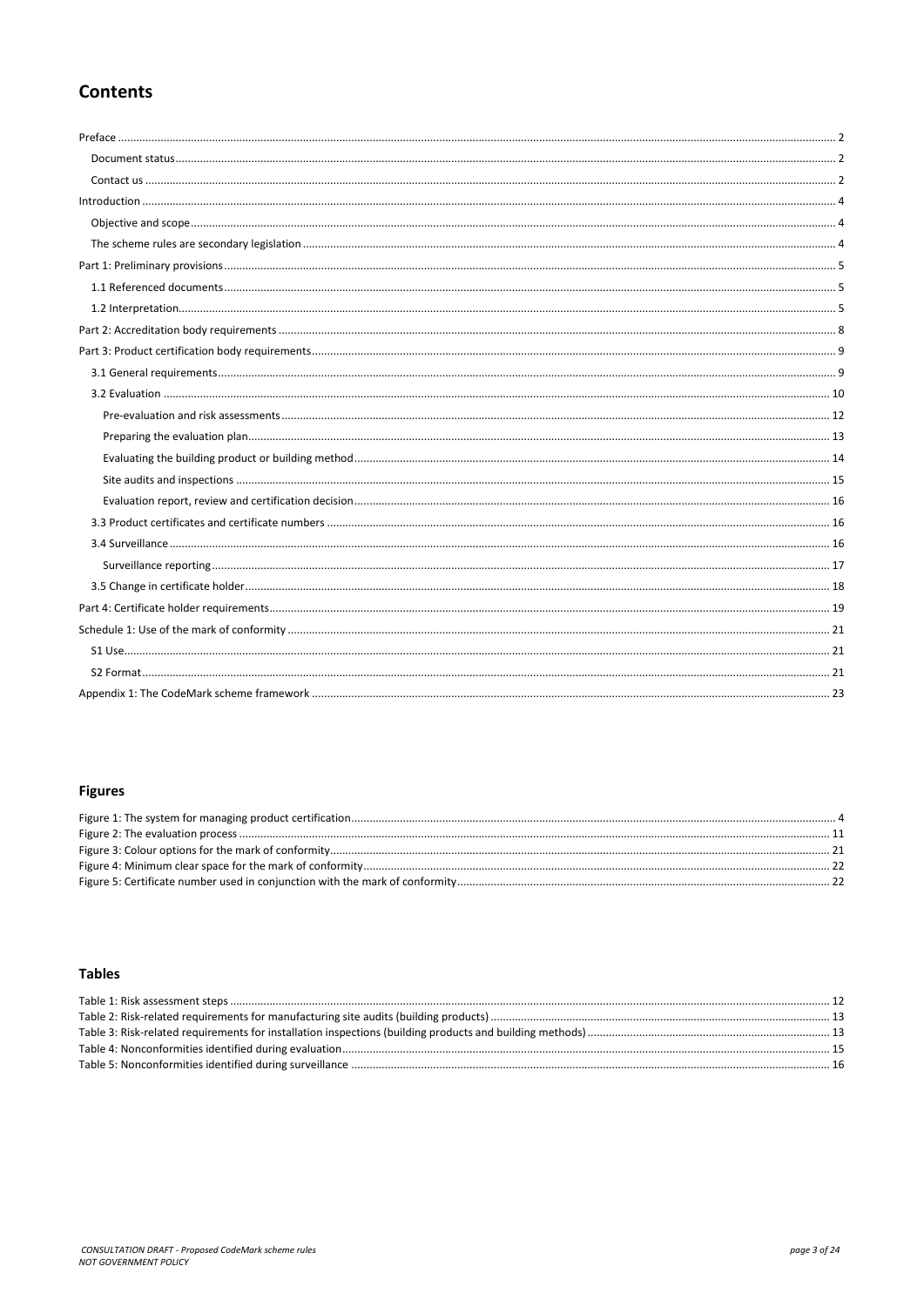# Contents

Preface ..... 2
  Document status ..... 2
  Contact us ..... 2
Introduction ..... 4
  Objective and scope ..... 4
  The scheme rules are secondary legislation ..... 4
Part 1: Preliminary provisions ..... 5
  1.1 Referenced documents ..... 5
  1.2 Interpretation ..... 5
Part 2: Accreditation body requirements ..... 8
Part 3: Product certification body requirements ..... 9
  3.1 General requirements ..... 9
  3.2 Evaluation ..... 10
    Pre-evaluation and risk assessments ..... 12
    Preparing the evaluation plan ..... 13
    Evaluating the building product or building method ..... 14
    Site audits and inspections ..... 15
    Evaluation report, review and certification decision ..... 16
  3.3 Product certificates and certificate numbers ..... 16
  3.4 Surveillance ..... 16
    Surveillance reporting ..... 17
  3.5 Change in certificate holder ..... 18
Part 4: Certificate holder requirements ..... 19
Schedule 1: Use of the mark of conformity ..... 21
  S1 Use ..... 21
  S2 Format ..... 21
Appendix 1: The CodeMark scheme framework ..... 23

## Figures

Figure 1: The system for managing product certification ..... 4
Figure 2: The evaluation process ..... 11
Figure 3: Colour options for the mark of conformity ..... 21
Figure 4: Minimum clear space for the mark of conformity ..... 22
Figure 5: Certificate number used in conjunction with the mark of conformity ..... 22

## Tables

Table 1: Risk assessment steps ..... 12
Table 2: Risk-related requirements for manufacturing site audits (building products) ..... 13
Table 3: Risk-related requirements for installation inspections (building products and building methods) ..... 13
Table 4: Nonconformities identified during evaluation ..... 15
Table 5: Nonconformities identified during surveillance ..... 16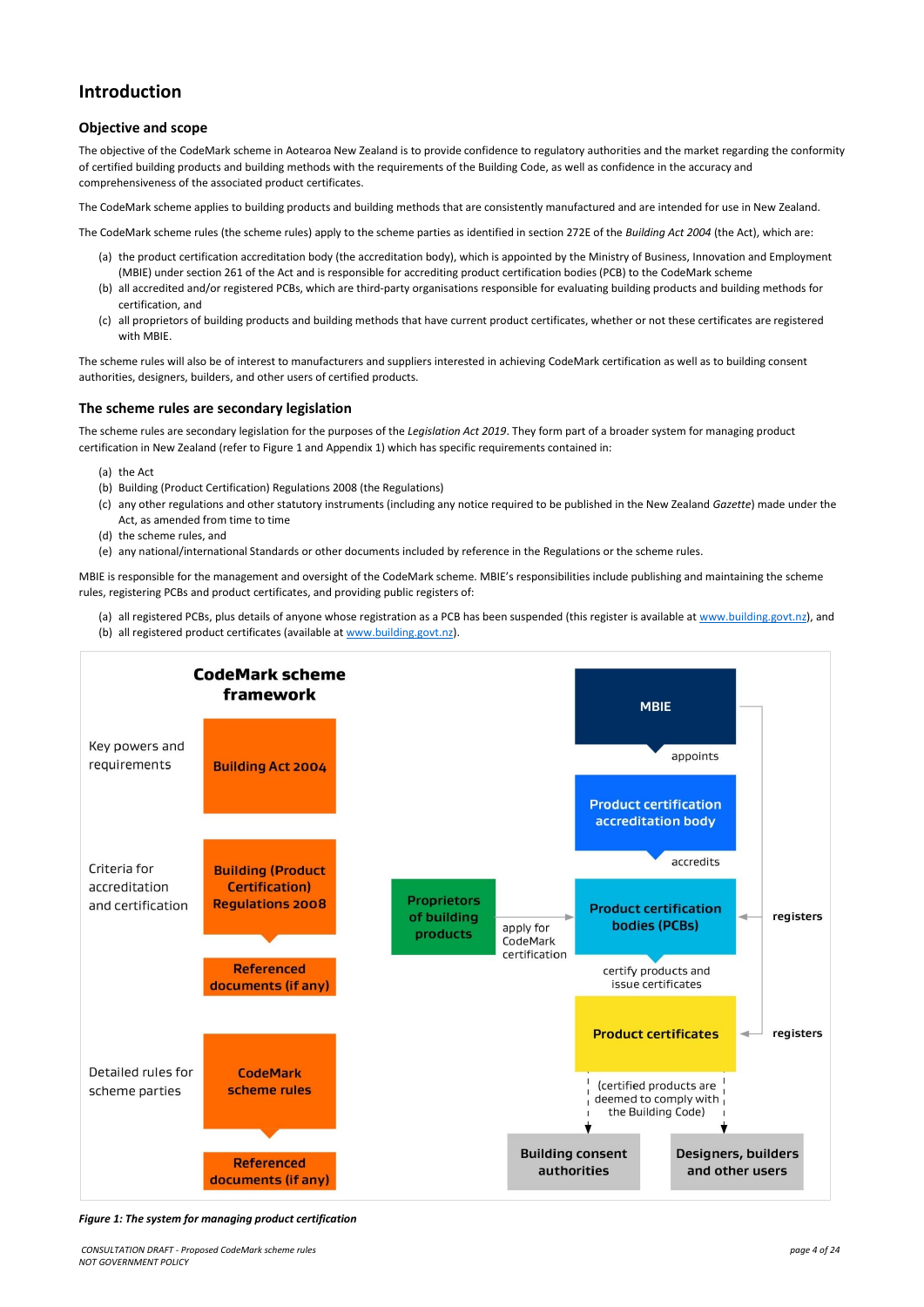## Introduction

### Objective and scope

The objective of the CodeMark scheme in Aotearoa New Zealand is to provide confidence to regulatory authorities and the market regarding the conformity of certified building products and building methods with the requirements of the Building Code, as well as confidence in the accuracy and comprehensiveness of the associated product certificates.

The CodeMark scheme applies to building products and building methods that are consistently manufactured and are intended for use in New Zealand.

The CodeMark scheme rules (the scheme rules) apply to the scheme parties as identified in section 272E of the *Building Act 2004* (the Act), which are:

(a) the product certification accreditation body (the accreditation body), which is appointed by the Ministry of Business, Innovation and Employment (MBIE) under section 261 of the Act and is responsible for accrediting product certification bodies (PCB) to the CodeMark scheme

(b) all accredited and/or registered PCBs, which are third-party organisations responsible for evaluating building products and building methods for certification, and

(c) all proprietors of building products and building methods that have current product certificates, whether or not these certificates are registered with MBIE.

The scheme rules will also be of interest to manufacturers and suppliers interested in achieving CodeMark certification as well as to building consent authorities, designers, builders, and other users of certified products.

### The scheme rules are secondary legislation

The scheme rules are secondary legislation for the purposes of the *Legislation Act 2019*. They form part of a broader system for managing product certification in New Zealand (refer to Figure 1 and Appendix 1) which has specific requirements contained in:

(a) the Act

(b) Building (Product Certification) Regulations 2008 (the Regulations)

(c) any other regulations and other statutory instruments (including any notice required to be published in the New Zealand *Gazette*) made under the Act, as amended from time to time

(d) the scheme rules, and

(e) any national/international Standards or other documents included by reference in the Regulations or the scheme rules.

MBIE is responsible for the management and oversight of the CodeMark scheme. MBIE's responsibilities include publishing and maintaining the scheme rules, registering PCBs and product certificates, and providing public registers of:

(a) all registered PCBs, plus details of anyone whose registration as a PCB has been suspended (this register is available at www.building.govt.nz), and

(b) all registered product certificates (available at www.building.govt.nz).

CodeMark scheme framework

Key powers and requirements

Building Act 2004

Criteria for accreditation and certification

Building (Product Certification) Regulations 2008

Referenced documents (if any)

Detailed rules for scheme parties

CodeMark scheme rules

Referenced documents (if any)

MBIE

appoints

Product certification accreditation body

accredits

Proprietors of building products

apply for CodeMark certification

Product certification bodies (PCBs)

registers

certify products and issue certificates

Product certificates

registers

(certified products are deemed to comply with the Building Code)

Building consent authorities

Designers, builders and other users

*Figure 1: The system for managing product certification*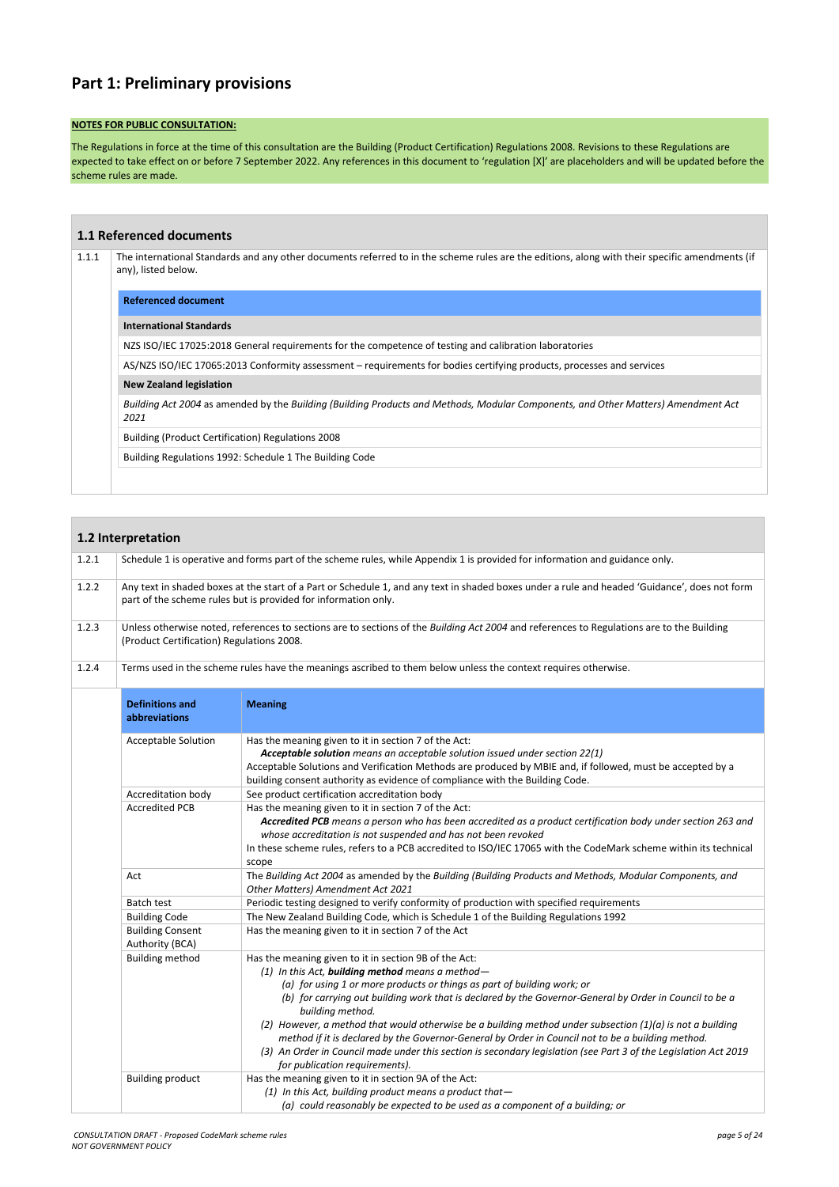# Part 1: Preliminary provisions

**NOTES FOR PUBLIC CONSULTATION:**

The Regulations in force at the time of this consultation are the Building (Product Certification) Regulations 2008. Revisions to these Regulations are expected to take effect on or before 7 September 2022. Any references in this document to 'regulation [X]' are placeholders and will be updated before the scheme rules are made.

## 1.1 Referenced documents

1.1.1 The international Standards and any other documents referred to in the scheme rules are the editions, along with their specific amendments (if any), listed below.

| Referenced document |
|---|
| **International Standards** |
| NZS ISO/IEC 17025:2018 General requirements for the competence of testing and calibration laboratories |
| AS/NZS ISO/IEC 17065:2013 Conformity assessment – requirements for bodies certifying products, processes and services |
| **New Zealand legislation** |
| *Building Act 2004* as amended by the *Building (Building Products and Methods, Modular Components, and Other Matters) Amendment Act 2021* |
| Building (Product Certification) Regulations 2008 |
| Building Regulations 1992: Schedule 1 The Building Code |

## 1.2 Interpretation

1.2.1 Schedule 1 is operative and forms part of the scheme rules, while Appendix 1 is provided for information and guidance only.

1.2.2 Any text in shaded boxes at the start of a Part or Schedule 1, and any text in shaded boxes under a rule and headed 'Guidance', does not form part of the scheme rules but is provided for information only.

1.2.3 Unless otherwise noted, references to sections are to sections of the *Building Act 2004* and references to Regulations are to the Building (Product Certification) Regulations 2008.

1.2.4 Terms used in the scheme rules have the meanings ascribed to them below unless the context requires otherwise.

| Definitions and abbreviations | Meaning |
|---|---|
| Acceptable Solution | Has the meaning given to it in section 7 of the Act:<br>***Acceptable solution*** *means an acceptable solution issued under section 22(1)*<br>Acceptable Solutions and Verification Methods are produced by MBIE and, if followed, must be accepted by a building consent authority as evidence of compliance with the Building Code. |
| Accreditation body | See product certification accreditation body |
| Accredited PCB | Has the meaning given to it in section 7 of the Act:<br>***Accredited PCB*** *means a person who has been accredited as a product certification body under section 263 and whose accreditation is not suspended and has not been revoked*<br>In these scheme rules, refers to a PCB accredited to ISO/IEC 17065 with the CodeMark scheme within its technical scope |
| Act | The *Building Act 2004* as amended by the *Building (Building Products and Methods, Modular Components, and Other Matters) Amendment Act 2021* |
| Batch test | Periodic testing designed to verify conformity of production with specified requirements |
| Building Code | The New Zealand Building Code, which is Schedule 1 of the Building Regulations 1992 |
| Building Consent Authority (BCA) | Has the meaning given to it in section 7 of the Act |
| Building method | Has the meaning given to it in section 9B of the Act:<br>*(1) In this Act,* ***building method*** *means a method—*<br>*(a) for using 1 or more products or things as part of building work; or*<br>*(b) for carrying out building work that is declared by the Governor-General by Order in Council to be a building method.*<br>*(2) However, a method that would otherwise be a building method under subsection (1)(a) is not a building method if it is declared by the Governor-General by Order in Council not to be a building method.*<br>*(3) An Order in Council made under this section is secondary legislation (see Part 3 of the Legislation Act 2019 for publication requirements).* |
| Building product | Has the meaning given to it in section 9A of the Act:<br>*(1) In this Act, building product means a product that—*<br>*(a) could reasonably be expected to be used as a component of a building; or* |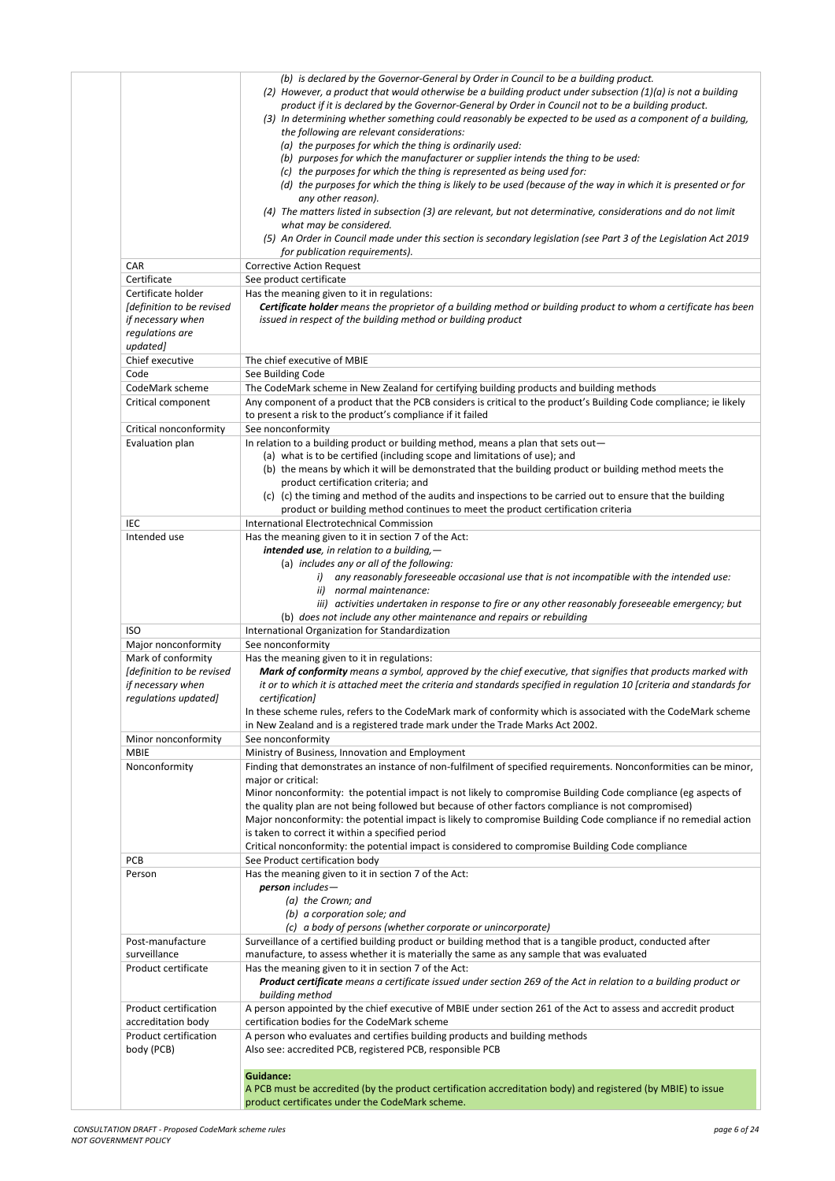| | | |
|---|---|---|
| | | *(b) is declared by the Governor-General by Order in Council to be a building product.*<br>*(2) However, a product that would otherwise be a building product under subsection (1)(a) is not a building product if it is declared by the Governor-General by Order in Council not to be a building product.*<br>*(3) In determining whether something could reasonably be expected to be used as a component of a building, the following are relevant considerations:*<br>*(a) the purposes for which the thing is ordinarily used:*<br>*(b) purposes for which the manufacturer or supplier intends the thing to be used:*<br>*(c) the purposes for which the thing is represented as being used for:*<br>*(d) the purposes for which the thing is likely to be used (because of the way in which it is presented or for any other reason).*<br>*(4) The matters listed in subsection (3) are relevant, but not determinative, considerations and do not limit what may be considered.*<br>*(5) An Order in Council made under this section is secondary legislation (see Part 3 of the Legislation Act 2019 for publication requirements).* |
| | CAR | Corrective Action Request |
| | Certificate | See product certificate |
| | Certificate holder *[definition to be revised if necessary when regulations are updated]* | Has the meaning given to it in regulations:<br>***Certificate holder*** *means the proprietor of a building method or building product to whom a certificate has been issued in respect of the building method or building product* |
| | Chief executive | The chief executive of MBIE |
| | Code | See Building Code |
| | CodeMark scheme | The CodeMark scheme in New Zealand for certifying building products and building methods |
| | Critical component | Any component of a product that the PCB considers is critical to the product's Building Code compliance; ie likely to present a risk to the product's compliance if it failed |
| | Critical nonconformity | See nonconformity |
| | Evaluation plan | In relation to a building product or building method, means a plan that sets out—<br>(a) what is to be certified (including scope and limitations of use); and<br>(b) the means by which it will be demonstrated that the building product or building method meets the product certification criteria; and<br>(c) (c) the timing and method of the audits and inspections to be carried out to ensure that the building product or building method continues to meet the product certification criteria |
| | IEC | International Electrotechnical Commission |
| | Intended use | Has the meaning given to it in section 7 of the Act:<br>***intended use****, in relation to a building,—*<br>*(a) includes any or all of the following:*<br>*i) any reasonably foreseeable occasional use that is not incompatible with the intended use:*<br>*ii) normal maintenance:*<br>*iii) activities undertaken in response to fire or any other reasonably foreseeable emergency; but*<br>*(b) does not include any other maintenance and repairs or rebuilding* |
| | ISO | International Organization for Standardization |
| | Major nonconformity | See nonconformity |
| | Mark of conformity *[definition to be revised if necessary when regulations updated]* | Has the meaning given to it in regulations:<br>***Mark of conformity*** *means a symbol, approved by the chief executive, that signifies that products marked with it or to which it is attached meet the criteria and standards specified in regulation 10 [criteria and standards for certification]*<br>In these scheme rules, refers to the CodeMark mark of conformity which is associated with the CodeMark scheme in New Zealand and is a registered trade mark under the Trade Marks Act 2002. |
| | Minor nonconformity | See nonconformity |
| | MBIE | Ministry of Business, Innovation and Employment |
| | Nonconformity | Finding that demonstrates an instance of non-fulfilment of specified requirements. Nonconformities can be minor, major or critical:<br>Minor nonconformity: the potential impact is not likely to compromise Building Code compliance (eg aspects of the quality plan are not being followed but because of other factors compliance is not compromised)<br>Major nonconformity: the potential impact is likely to compromise Building Code compliance if no remedial action is taken to correct it within a specified period<br>Critical nonconformity: the potential impact is considered to compromise Building Code compliance |
| | PCB | See Product certification body |
| | Person | Has the meaning given to it in section 7 of the Act:<br>***person*** *includes—*<br>*(a) the Crown; and*<br>*(b) a corporation sole; and*<br>*(c) a body of persons (whether corporate or unincorporate)* |
| | Post-manufacture surveillance | Surveillance of a certified building product or building method that is a tangible product, conducted after manufacture, to assess whether it is materially the same as any sample that was evaluated |
| | Product certificate | Has the meaning given to it in section 7 of the Act:<br>***Product certificate*** *means a certificate issued under section 269 of the Act in relation to a building product or building method* |
| | Product certification accreditation body | A person appointed by the chief executive of MBIE under section 261 of the Act to assess and accredit product certification bodies for the CodeMark scheme |
| | Product certification body (PCB) | A person who evaluates and certifies building products and building methods<br>Also see: accredited PCB, registered PCB, responsible PCB<br><br>**Guidance:**<br>A PCB must be accredited (by the product certification accreditation body) and registered (by MBIE) to issue product certificates under the CodeMark scheme. |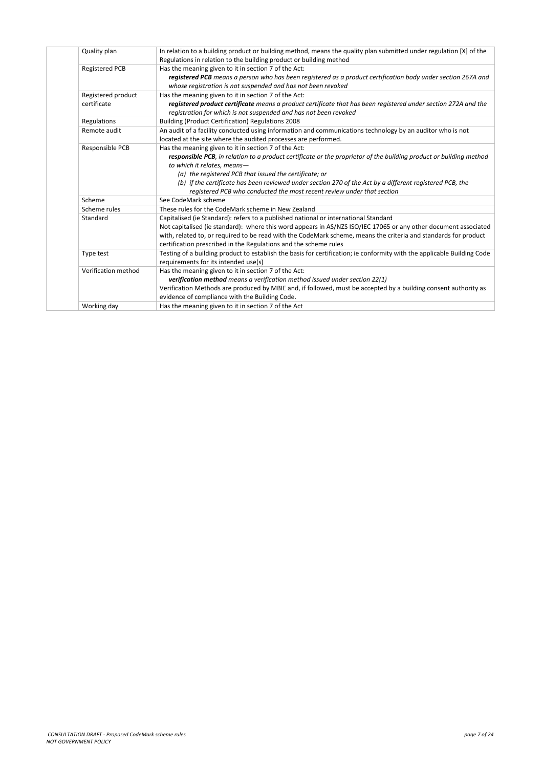| | |
|---|---|
| Quality plan | In relation to a building product or building method, means the quality plan submitted under regulation [X] of the Regulations in relation to the building product or building method |
| Registered PCB | Has the meaning given to it in section 7 of the Act:<br>***registered PCB*** *means a person who has been registered as a product certification body under section 267A and whose registration is not suspended and has not been revoked* |
| Registered product certificate | Has the meaning given to it in section 7 of the Act:<br>***registered product certificate*** *means a product certificate that has been registered under section 272A and the registration for which is not suspended and has not been revoked* |
| Regulations | Building (Product Certification) Regulations 2008 |
| Remote audit | An audit of a facility conducted using information and communications technology by an auditor who is not located at the site where the audited processes are performed. |
| Responsible PCB | Has the meaning given to it in section 7 of the Act:<br>***responsible PCB****, in relation to a product certificate or the proprietor of the building product or building method to which it relates, means—*<br>*(a) the registered PCB that issued the certificate; or*<br>*(b) if the certificate has been reviewed under section 270 of the Act by a different registered PCB, the registered PCB who conducted the most recent review under that section* |
| Scheme | See CodeMark scheme |
| Scheme rules | These rules for the CodeMark scheme in New Zealand |
| Standard | Capitalised (ie Standard): refers to a published national or international Standard<br>Not capitalised (ie standard): where this word appears in AS/NZS ISO/IEC 17065 or any other document associated with, related to, or required to be read with the CodeMark scheme, means the criteria and standards for product certification prescribed in the Regulations and the scheme rules |
| Type test | Testing of a building product to establish the basis for certification; ie conformity with the applicable Building Code requirements for its intended use(s) |
| Verification method | Has the meaning given to it in section 7 of the Act:<br>***verification method*** *means a verification method issued under section 22(1)*<br>Verification Methods are produced by MBIE and, if followed, must be accepted by a building consent authority as evidence of compliance with the Building Code. |
| Working day | Has the meaning given to it in section 7 of the Act |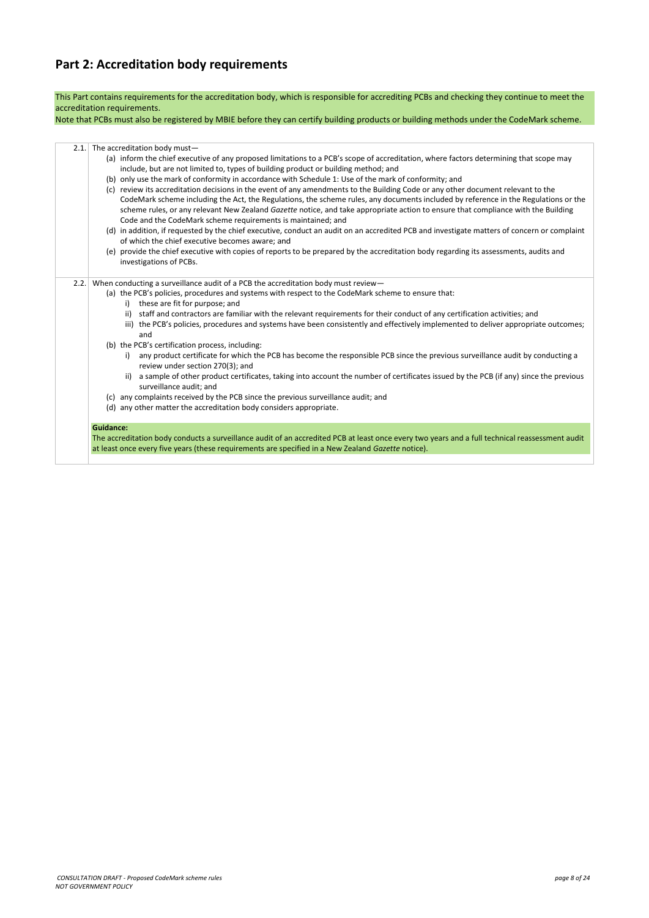## Part 2: Accreditation body requirements

This Part contains requirements for the accreditation body, which is responsible for accrediting PCBs and checking they continue to meet the accreditation requirements.
Note that PCBs must also be registered by MBIE before they can certify building products or building methods under the CodeMark scheme.

| | |
|---|---|
| 2.1. | The accreditation body must—<br>(a) inform the chief executive of any proposed limitations to a PCB's scope of accreditation, where factors determining that scope may include, but are not limited to, types of building product or building method; and<br>(b) only use the mark of conformity in accordance with Schedule 1: Use of the mark of conformity; and<br>(c) review its accreditation decisions in the event of any amendments to the Building Code or any other document relevant to the CodeMark scheme including the Act, the Regulations, the scheme rules, any documents included by reference in the Regulations or the scheme rules, or any relevant New Zealand *Gazette* notice, and take appropriate action to ensure that compliance with the Building Code and the CodeMark scheme requirements is maintained; and<br>(d) in addition, if requested by the chief executive, conduct an audit on an accredited PCB and investigate matters of concern or complaint of which the chief executive becomes aware; and<br>(e) provide the chief executive with copies of reports to be prepared by the accreditation body regarding its assessments, audits and investigations of PCBs. |
| 2.2. | When conducting a surveillance audit of a PCB the accreditation body must review—<br>(a) the PCB's policies, procedures and systems with respect to the CodeMark scheme to ensure that:<br>i) these are fit for purpose; and<br>ii) staff and contractors are familiar with the relevant requirements for their conduct of any certification activities; and<br>iii) the PCB's policies, procedures and systems have been consistently and effectively implemented to deliver appropriate outcomes; and<br>(b) the PCB's certification process, including:<br>i) any product certificate for which the PCB has become the responsible PCB since the previous surveillance audit by conducting a review under section 270(3); and<br>ii) a sample of other product certificates, taking into account the number of certificates issued by the PCB (if any) since the previous surveillance audit; and<br>(c) any complaints received by the PCB since the previous surveillance audit; and<br>(d) any other matter the accreditation body considers appropriate.<br><br>**Guidance:**<br>The accreditation body conducts a surveillance audit of an accredited PCB at least once every two years and a full technical reassessment audit at least once every five years (these requirements are specified in a New Zealand *Gazette* notice). |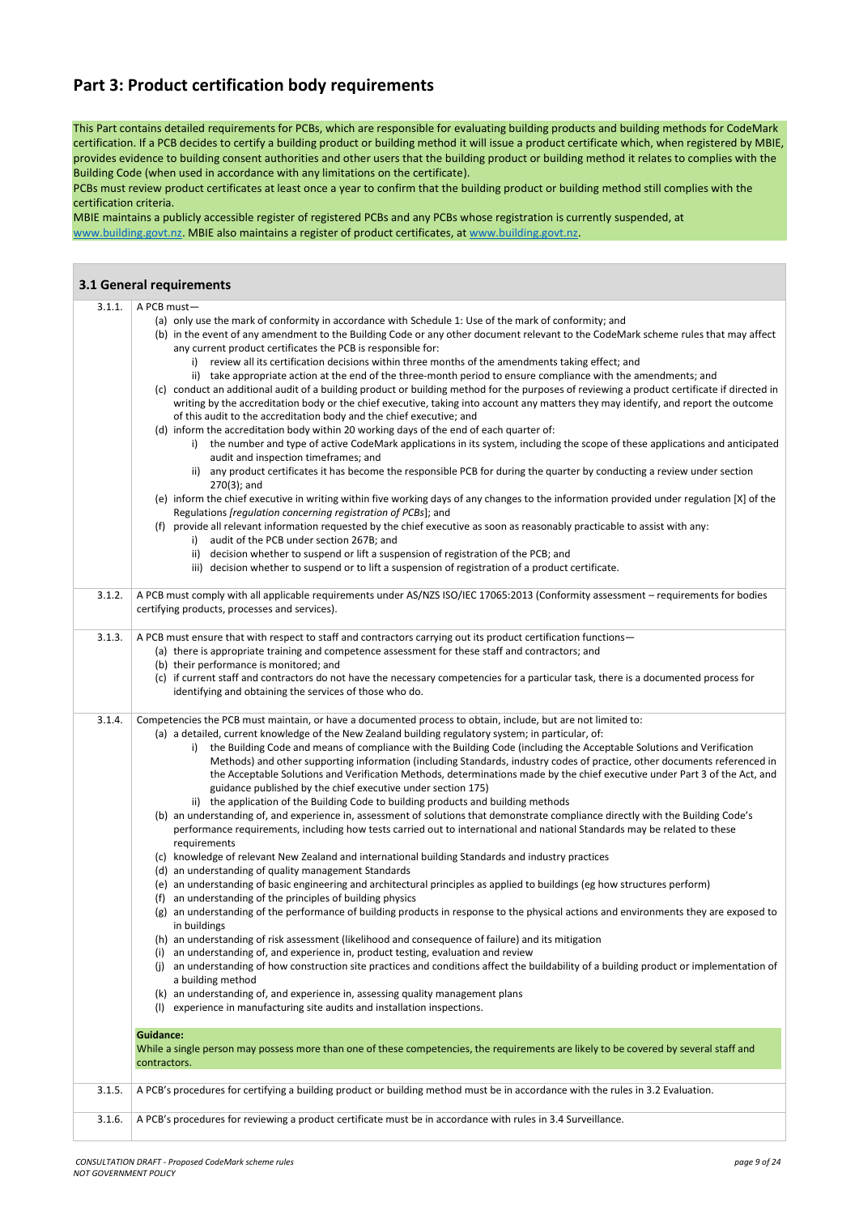# Part 3: Product certification body requirements

This Part contains detailed requirements for PCBs, which are responsible for evaluating building products and building methods for CodeMark certification. If a PCB decides to certify a building product or building method it will issue a product certificate which, when registered by MBIE, provides evidence to building consent authorities and other users that the building product or building method it relates to complies with the Building Code (when used in accordance with any limitations on the certificate).

PCBs must review product certificates at least once a year to confirm that the building product or building method still complies with the certification criteria.

MBIE maintains a publicly accessible register of registered PCBs and any PCBs whose registration is currently suspended, at www.building.govt.nz. MBIE also maintains a register of product certificates, at www.building.govt.nz.

## 3.1 General requirements

**3.1.1.** A PCB must—

(a) only use the mark of conformity in accordance with Schedule 1: Use of the mark of conformity; and

(b) in the event of any amendment to the Building Code or any other document relevant to the CodeMark scheme rules that may affect any current product certificates the PCB is responsible for:

  i) review all its certification decisions within three months of the amendments taking effect; and

  ii) take appropriate action at the end of the three-month period to ensure compliance with the amendments; and

(c) conduct an additional audit of a building product or building method for the purposes of reviewing a product certificate if directed in writing by the accreditation body or the chief executive, taking into account any matters they may identify, and report the outcome of this audit to the accreditation body and the chief executive; and

(d) inform the accreditation body within 20 working days of the end of each quarter of:

  i) the number and type of active CodeMark applications in its system, including the scope of these applications and anticipated audit and inspection timeframes; and

  ii) any product certificates it has become the responsible PCB for during the quarter by conducting a review under section 270(3); and

(e) inform the chief executive in writing within five working days of any changes to the information provided under regulation [X] of the Regulations *[regulation concerning registration of PCBs]*; and

(f) provide all relevant information requested by the chief executive as soon as reasonably practicable to assist with any:

  i) audit of the PCB under section 267B; and

  ii) decision whether to suspend or lift a suspension of registration of the PCB; and

  iii) decision whether to suspend or to lift a suspension of registration of a product certificate.

**3.1.2.** A PCB must comply with all applicable requirements under AS/NZS ISO/IEC 17065:2013 (Conformity assessment – requirements for bodies certifying products, processes and services).

**3.1.3.** A PCB must ensure that with respect to staff and contractors carrying out its product certification functions—

(a) there is appropriate training and competence assessment for these staff and contractors; and

(b) their performance is monitored; and

(c) if current staff and contractors do not have the necessary competencies for a particular task, there is a documented process for identifying and obtaining the services of those who do.

**3.1.4.** Competencies the PCB must maintain, or have a documented process to obtain, include, but are not limited to:

(a) a detailed, current knowledge of the New Zealand building regulatory system; in particular, of:

  i) the Building Code and means of compliance with the Building Code (including the Acceptable Solutions and Verification Methods) and other supporting information (including Standards, industry codes of practice, other documents referenced in the Acceptable Solutions and Verification Methods, determinations made by the chief executive under Part 3 of the Act, and guidance published by the chief executive under section 175)

  ii) the application of the Building Code to building products and building methods

(b) an understanding of, and experience in, assessment of solutions that demonstrate compliance directly with the Building Code's performance requirements, including how tests carried out to international and national Standards may be related to these requirements

(c) knowledge of relevant New Zealand and international building Standards and industry practices

(d) an understanding of quality management Standards

(e) an understanding of basic engineering and architectural principles as applied to buildings (eg how structures perform)

(f) an understanding of the principles of building physics

(g) an understanding of the performance of building products in response to the physical actions and environments they are exposed to in buildings

(h) an understanding of risk assessment (likelihood and consequence of failure) and its mitigation

(i) an understanding of, and experience in, product testing, evaluation and review

(j) an understanding of how construction site practices and conditions affect the buildability of a building product or implementation of a building method

(k) an understanding of, and experience in, assessing quality management plans

(l) experience in manufacturing site audits and installation inspections.

**Guidance:**
While a single person may possess more than one of these competencies, the requirements are likely to be covered by several staff and contractors.

**3.1.5.** A PCB's procedures for certifying a building product or building method must be in accordance with the rules in 3.2 Evaluation.

**3.1.6.** A PCB's procedures for reviewing a product certificate must be in accordance with rules in 3.4 Surveillance.

*CONSULTATION DRAFT - Proposed CodeMark scheme rules*
*NOT GOVERNMENT POLICY*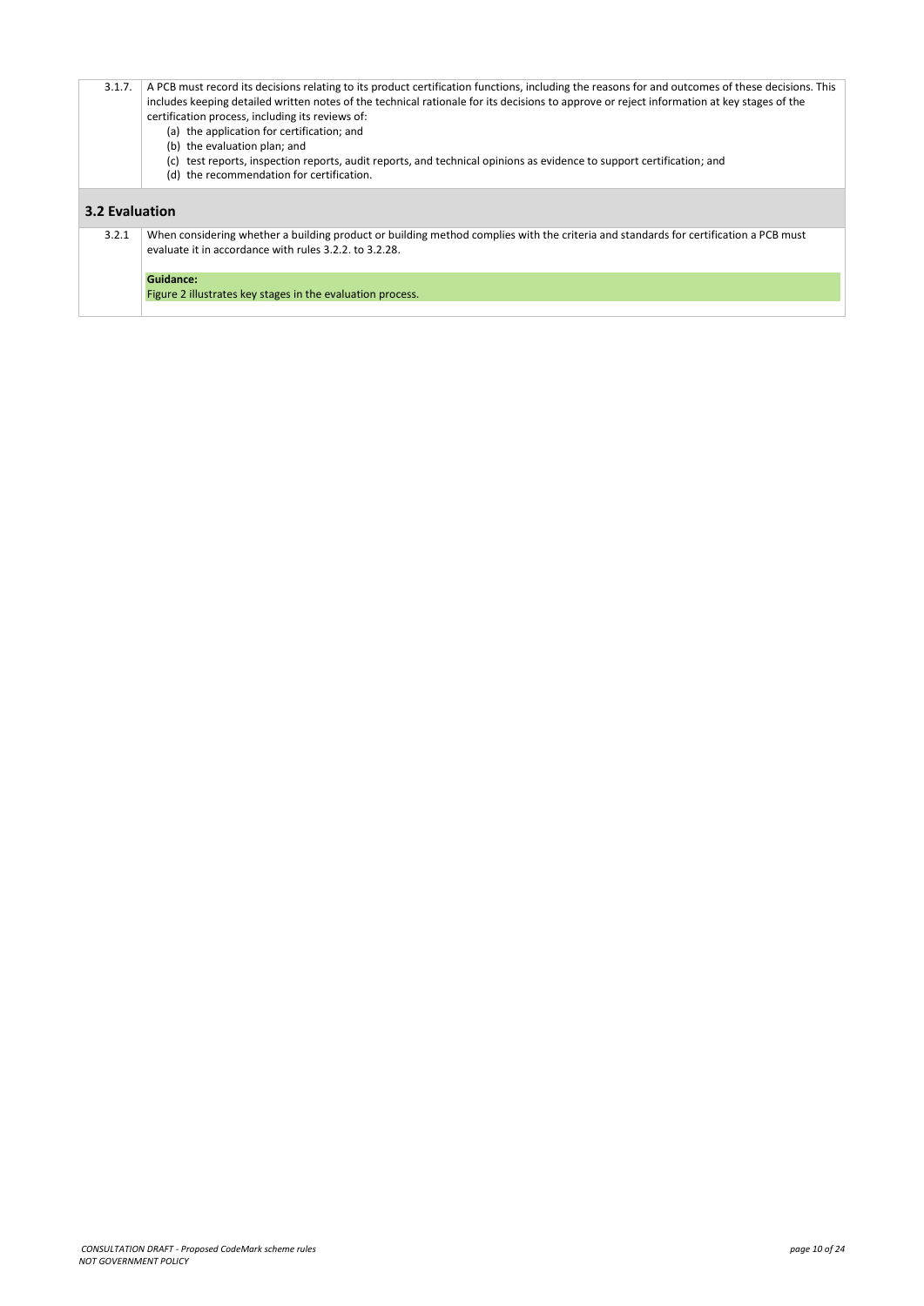| | |
|---|---|
| 3.1.7. | A PCB must record its decisions relating to its product certification functions, including the reasons for and outcomes of these decisions. This includes keeping detailed written notes of the technical rationale for its decisions to approve or reject information at key stages of the certification process, including its reviews of:<br>(a) the application for certification; and<br>(b) the evaluation plan; and<br>(c) test reports, inspection reports, audit reports, and technical opinions as evidence to support certification; and<br>(d) the recommendation for certification. |

## 3.2 Evaluation

| | |
|---|---|
| 3.2.1 | When considering whether a building product or building method complies with the criteria and standards for certification a PCB must evaluate it in accordance with rules 3.2.2. to 3.2.28.<br><br>**Guidance:**<br>Figure 2 illustrates key stages in the evaluation process. |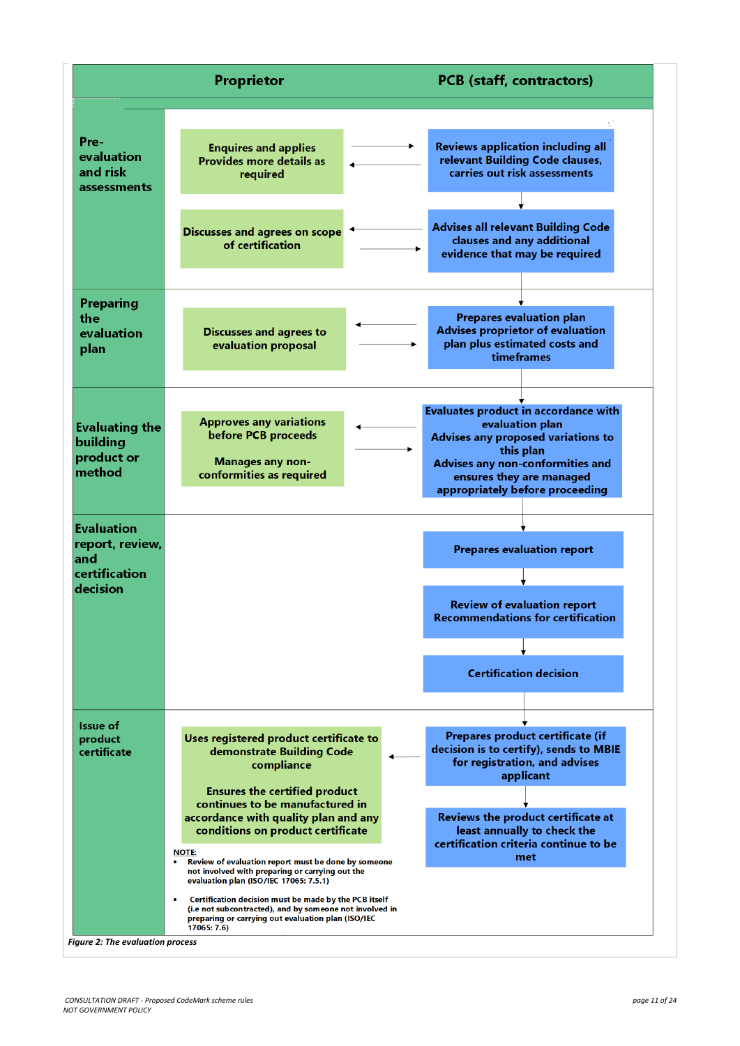| Stage | Proprietor | PCB (staff, contractors) |
|---|---|---|
| **Pre-evaluation and risk assessments** | Enquires and applies<br>Provides more details as required | Reviews application including all relevant Building Code clauses, carries out risk assessments |
| | Discusses and agrees on scope of certification | Advises all relevant Building Code clauses and any additional evidence that may be required |
| **Preparing the evaluation plan** | Discusses and agrees to evaluation proposal | Prepares evaluation plan<br>Advises proprietor of evaluation plan plus estimated costs and timeframes |
| **Evaluating the building product or method** | Approves any variations before PCB proceeds<br><br>Manages any non-conformities as required | Evaluates product in accordance with evaluation plan<br>Advises any proposed variations to this plan<br>Advises any non-conformities and ensures they are managed appropriately before proceeding |
| **Evaluation report, review, and certification decision** | | Prepares evaluation report |
| | | Review of evaluation report<br>Recommendations for certification |
| | | Certification decision |
| **Issue of product certificate** | Uses registered product certificate to demonstrate Building Code compliance<br><br>Ensures the certified product continues to be manufactured in accordance with quality plan and any conditions on product certificate | Prepares product certificate (if decision is to certify), sends to MBIE for registration, and advises applicant |
| | | Reviews the product certificate at least annually to check the certification criteria continue to be met |

NOTE:
- Review of evaluation report must be done by someone not involved with preparing or carrying out the evaluation plan (ISO/IEC 17065: 7.5.1)
- Certification decision must be made by the PCB itself (i.e not subcontracted), and by someone not involved in preparing or carrying out evaluation plan (ISO/IEC 17065: 7.6)

*Figure 2: The evaluation process*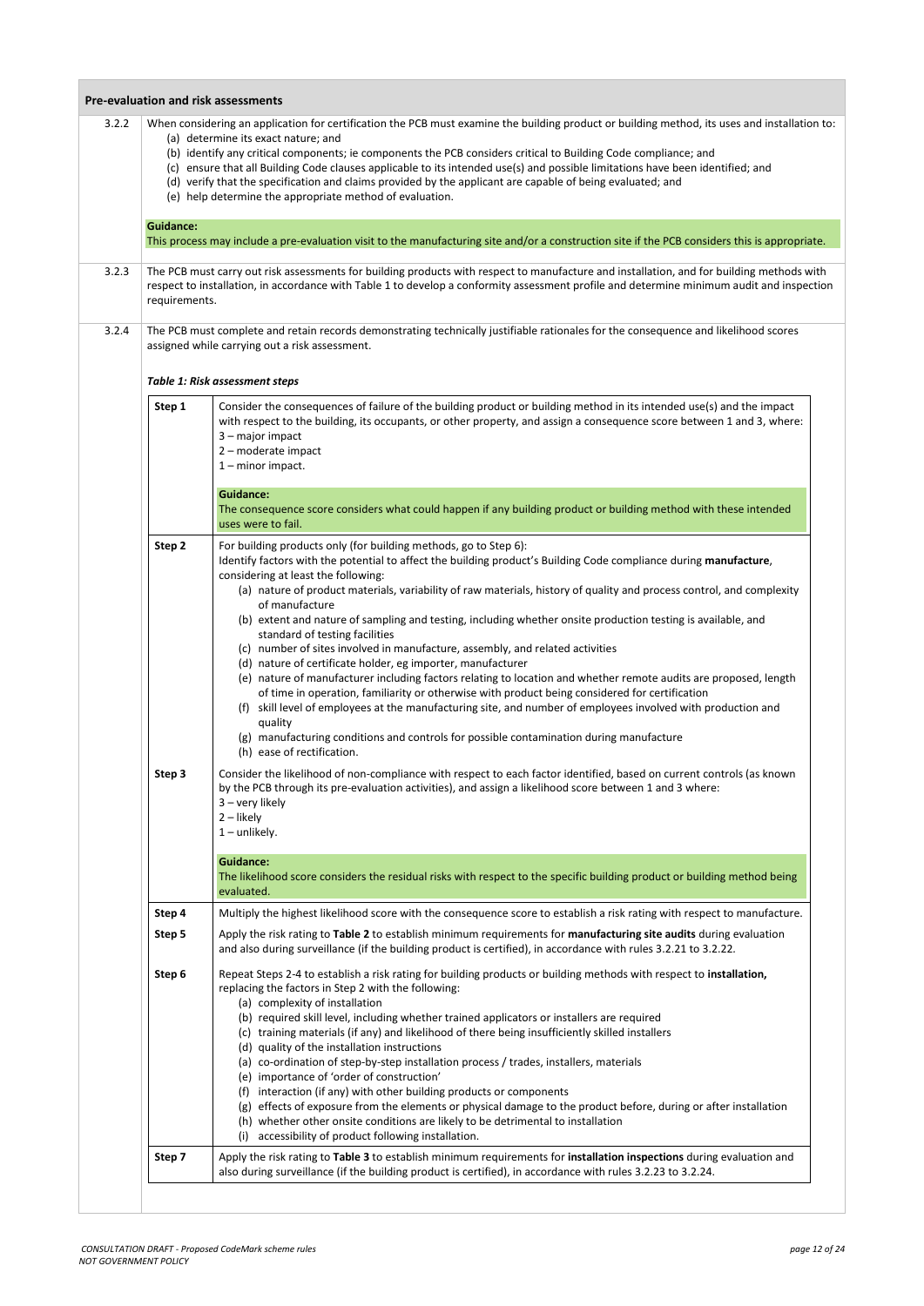## Pre-evaluation and risk assessments

**3.2.2** When considering an application for certification the PCB must examine the building product or building method, its uses and installation to:

(a) determine its exact nature; and
(b) identify any critical components; ie components the PCB considers critical to Building Code compliance; and
(c) ensure that all Building Code clauses applicable to its intended use(s) and possible limitations have been identified; and
(d) verify that the specification and claims provided by the applicant are capable of being evaluated; and
(e) help determine the appropriate method of evaluation.

**Guidance:**
This process may include a pre-evaluation visit to the manufacturing site and/or a construction site if the PCB considers this is appropriate.

**3.2.3** The PCB must carry out risk assessments for building products with respect to manufacture and installation, and for building methods with respect to installation, in accordance with Table 1 to develop a conformity assessment profile and determine minimum audit and inspection requirements.

**3.2.4** The PCB must complete and retain records demonstrating technically justifiable rationales for the consequence and likelihood scores assigned while carrying out a risk assessment.

***Table 1: Risk assessment steps***

| | |
|---|---|
| Step 1 | Consider the consequences of failure of the building product or building method in its intended use(s) and the impact with respect to the building, its occupants, or other property, and assign a consequence score between 1 and 3, where:<br>3 – major impact<br>2 – moderate impact<br>1 – minor impact.<br><br>**Guidance:**<br>The consequence score considers what could happen if any building product or building method with these intended uses were to fail. |
| Step 2 | For building products only (for building methods, go to Step 6):<br>Identify factors with the potential to affect the building product's Building Code compliance during **manufacture**, considering at least the following:<br>(a) nature of product materials, variability of raw materials, history of quality and process control, and complexity of manufacture<br>(b) extent and nature of sampling and testing, including whether onsite production testing is available, and standard of testing facilities<br>(c) number of sites involved in manufacture, assembly, and related activities<br>(d) nature of certificate holder, eg importer, manufacturer<br>(e) nature of manufacturer including factors relating to location and whether remote audits are proposed, length of time in operation, familiarity or otherwise with product being considered for certification<br>(f) skill level of employees at the manufacturing site, and number of employees involved with production and quality<br>(g) manufacturing conditions and controls for possible contamination during manufacture<br>(h) ease of rectification. |
| Step 3 | Consider the likelihood of non-compliance with respect to each factor identified, based on current controls (as known by the PCB through its pre-evaluation activities), and assign a likelihood score between 1 and 3 where:<br>3 – very likely<br>2 – likely<br>1 – unlikely.<br><br>**Guidance:**<br>The likelihood score considers the residual risks with respect to the specific building product or building method being evaluated. |
| Step 4 | Multiply the highest likelihood score with the consequence score to establish a risk rating with respect to manufacture. |
| Step 5 | Apply the risk rating to **Table 2** to establish minimum requirements for **manufacturing site audits** during evaluation and also during surveillance (if the building product is certified), in accordance with rules 3.2.21 to 3.2.22. |
| Step 6 | Repeat Steps 2-4 to establish a risk rating for building products or building methods with respect to **installation,** replacing the factors in Step 2 with the following:<br>(a) complexity of installation<br>(b) required skill level, including whether trained applicators or installers are required<br>(c) training materials (if any) and likelihood of there being insufficiently skilled installers<br>(d) quality of the installation instructions<br>(a) co-ordination of step-by-step installation process / trades, installers, materials<br>(e) importance of 'order of construction'<br>(f) interaction (if any) with other building products or components<br>(g) effects of exposure from the elements or physical damage to the product before, during or after installation<br>(h) whether other onsite conditions are likely to be detrimental to installation<br>(i) accessibility of product following installation. |
| Step 7 | Apply the risk rating to **Table 3** to establish minimum requirements for **installation inspections** during evaluation and also during surveillance (if the building product is certified), in accordance with rules 3.2.23 to 3.2.24. |

*CONSULTATION DRAFT - Proposed CodeMark scheme rules*
*NOT GOVERNMENT POLICY*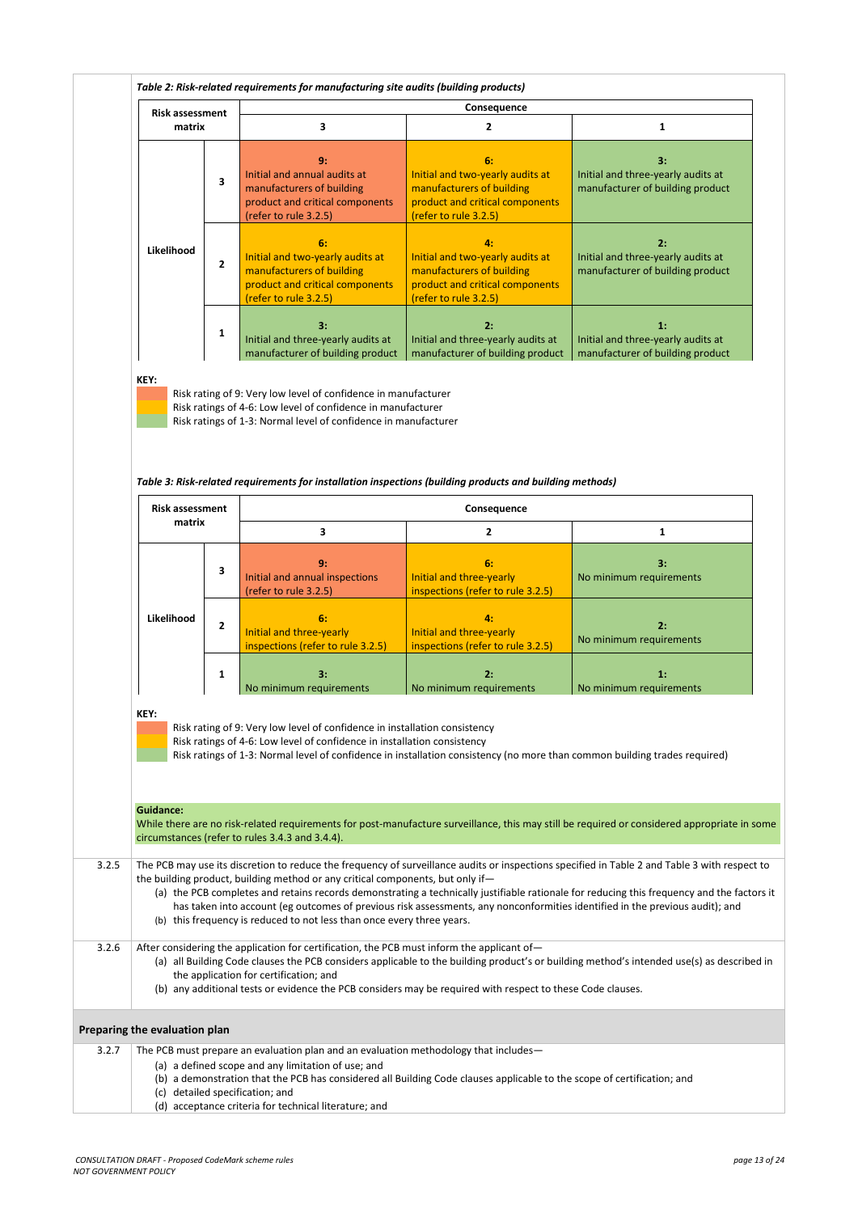*Table 2: Risk-related requirements for manufacturing site audits (building products)*

| Risk assessment matrix | | Consequence | | |
|---|---|---|---|---|
| | | 3 | 2 | 1 |
| Likelihood | 3 | 9: Initial and annual audits at manufacturers of building product and critical components (refer to rule 3.2.5) | 6: Initial and two-yearly audits at manufacturers of building product and critical components (refer to rule 3.2.5) | 3: Initial and three-yearly audits at manufacturer of building product |
| | 2 | 6: Initial and two-yearly audits at manufacturers of building product and critical components (refer to rule 3.2.5) | 4: Initial and two-yearly audits at manufacturers of building product and critical components (refer to rule 3.2.5) | 2: Initial and three-yearly audits at manufacturer of building product |
| | 1 | 3: Initial and three-yearly audits at manufacturer of building product | 2: Initial and three-yearly audits at manufacturer of building product | 1: Initial and three-yearly audits at manufacturer of building product |

**KEY:**

- Risk rating of 9: Very low level of confidence in manufacturer
- Risk ratings of 4-6: Low level of confidence in manufacturer
- Risk ratings of 1-3: Normal level of confidence in manufacturer

*Table 3: Risk-related requirements for installation inspections (building products and building methods)*

| Risk assessment matrix | | Consequence | | |
|---|---|---|---|---|
| | | 3 | 2 | 1 |
| Likelihood | 3 | 9: Initial and annual inspections (refer to rule 3.2.5) | 6: Initial and three-yearly inspections (refer to rule 3.2.5) | 3: No minimum requirements |
| | 2 | 6: Initial and three-yearly inspections (refer to rule 3.2.5) | 4: Initial and three-yearly inspections (refer to rule 3.2.5) | 2: No minimum requirements |
| | 1 | 3: No minimum requirements | 2: No minimum requirements | 1: No minimum requirements |

**KEY:**

- Risk rating of 9: Very low level of confidence in installation consistency
- Risk ratings of 4-6: Low level of confidence in installation consistency
- Risk ratings of 1-3: Normal level of confidence in installation consistency (no more than common building trades required)

**Guidance:**
While there are no risk-related requirements for post-manufacture surveillance, this may still be required or considered appropriate in some circumstances (refer to rules 3.4.3 and 3.4.4).

3.2.5 The PCB may use its discretion to reduce the frequency of surveillance audits or inspections specified in Table 2 and Table 3 with respect to the building product, building method or any critical components, but only if—

(a) the PCB completes and retains records demonstrating a technically justifiable rationale for reducing this frequency and the factors it has taken into account (eg outcomes of previous risk assessments, any nonconformities identified in the previous audit); and
(b) this frequency is reduced to not less than once every three years.

3.2.6 After considering the application for certification, the PCB must inform the applicant of—

(a) all Building Code clauses the PCB considers applicable to the building product's or building method's intended use(s) as described in the application for certification; and
(b) any additional tests or evidence the PCB considers may be required with respect to these Code clauses.

## Preparing the evaluation plan

3.2.7 The PCB must prepare an evaluation plan and an evaluation methodology that includes—

(a) a defined scope and any limitation of use; and
(b) a demonstration that the PCB has considered all Building Code clauses applicable to the scope of certification; and
(c) detailed specification; and
(d) acceptance criteria for technical literature; and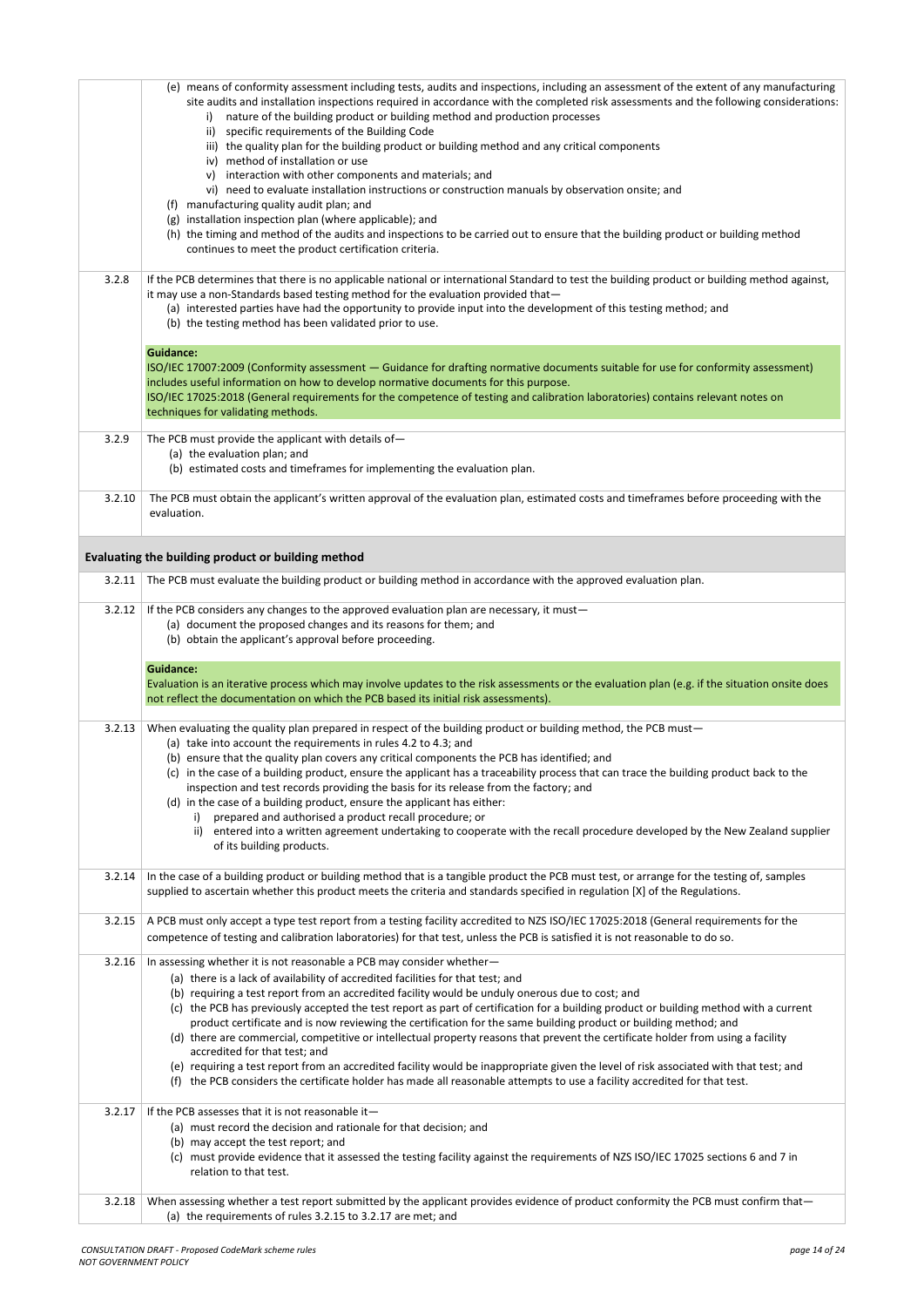| | |
|---|---|
| | (e) means of conformity assessment including tests, audits and inspections, including an assessment of the extent of any manufacturing site audits and installation inspections required in accordance with the completed risk assessments and the following considerations:<br>i) nature of the building product or building method and production processes<br>ii) specific requirements of the Building Code<br>iii) the quality plan for the building product or building method and any critical components<br>iv) method of installation or use<br>v) interaction with other components and materials; and<br>vi) need to evaluate installation instructions or construction manuals by observation onsite; and<br>(f) manufacturing quality audit plan; and<br>(g) installation inspection plan (where applicable); and<br>(h) the timing and method of the audits and inspections to be carried out to ensure that the building product or building method continues to meet the product certification criteria. |
| 3.2.8 | If the PCB determines that there is no applicable national or international Standard to test the building product or building method against, it may use a non-Standards based testing method for the evaluation provided that—<br>(a) interested parties have had the opportunity to provide input into the development of this testing method; and<br>(b) the testing method has been validated prior to use.<br><br>**Guidance:**<br>ISO/IEC 17007:2009 (Conformity assessment — Guidance for drafting normative documents suitable for use for conformity assessment) includes useful information on how to develop normative documents for this purpose.<br>ISO/IEC 17025:2018 (General requirements for the competence of testing and calibration laboratories) contains relevant notes on techniques for validating methods. |
| 3.2.9 | The PCB must provide the applicant with details of—<br>(a) the evaluation plan; and<br>(b) estimated costs and timeframes for implementing the evaluation plan. |
| 3.2.10 | The PCB must obtain the applicant's written approval of the evaluation plan, estimated costs and timeframes before proceeding with the evaluation. |
| **Evaluating the building product or building method** | |
| 3.2.11 | The PCB must evaluate the building product or building method in accordance with the approved evaluation plan. |
| 3.2.12 | If the PCB considers any changes to the approved evaluation plan are necessary, it must—<br>(a) document the proposed changes and its reasons for them; and<br>(b) obtain the applicant's approval before proceeding.<br><br>**Guidance:**<br>Evaluation is an iterative process which may involve updates to the risk assessments or the evaluation plan (e.g. if the situation onsite does not reflect the documentation on which the PCB based its initial risk assessments). |
| 3.2.13 | When evaluating the quality plan prepared in respect of the building product or building method, the PCB must—<br>(a) take into account the requirements in rules 4.2 to 4.3; and<br>(b) ensure that the quality plan covers any critical components the PCB has identified; and<br>(c) in the case of a building product, ensure the applicant has a traceability process that can trace the building product back to the inspection and test records providing the basis for its release from the factory; and<br>(d) in the case of a building product, ensure the applicant has either:<br>i) prepared and authorised a product recall procedure; or<br>ii) entered into a written agreement undertaking to cooperate with the recall procedure developed by the New Zealand supplier of its building products. |
| 3.2.14 | In the case of a building product or building method that is a tangible product the PCB must test, or arrange for the testing of, samples supplied to ascertain whether this product meets the criteria and standards specified in regulation [X] of the Regulations. |
| 3.2.15 | A PCB must only accept a type test report from a testing facility accredited to NZS ISO/IEC 17025:2018 (General requirements for the competence of testing and calibration laboratories) for that test, unless the PCB is satisfied it is not reasonable to do so. |
| 3.2.16 | In assessing whether it is not reasonable a PCB may consider whether—<br>(a) there is a lack of availability of accredited facilities for that test; and<br>(b) requiring a test report from an accredited facility would be unduly onerous due to cost; and<br>(c) the PCB has previously accepted the test report as part of certification for a building product or building method with a current product certificate and is now reviewing the certification for the same building product or building method; and<br>(d) there are commercial, competitive or intellectual property reasons that prevent the certificate holder from using a facility accredited for that test; and<br>(e) requiring a test report from an accredited facility would be inappropriate given the level of risk associated with that test; and<br>(f) the PCB considers the certificate holder has made all reasonable attempts to use a facility accredited for that test. |
| 3.2.17 | If the PCB assesses that it is not reasonable it—<br>(a) must record the decision and rationale for that decision; and<br>(b) may accept the test report; and<br>(c) must provide evidence that it assessed the testing facility against the requirements of NZS ISO/IEC 17025 sections 6 and 7 in relation to that test. |
| 3.2.18 | When assessing whether a test report submitted by the applicant provides evidence of product conformity the PCB must confirm that—<br>(a) the requirements of rules 3.2.15 to 3.2.17 are met; and |

*CONSULTATION DRAFT - Proposed CodeMark scheme rules*
*NOT GOVERNMENT POLICY*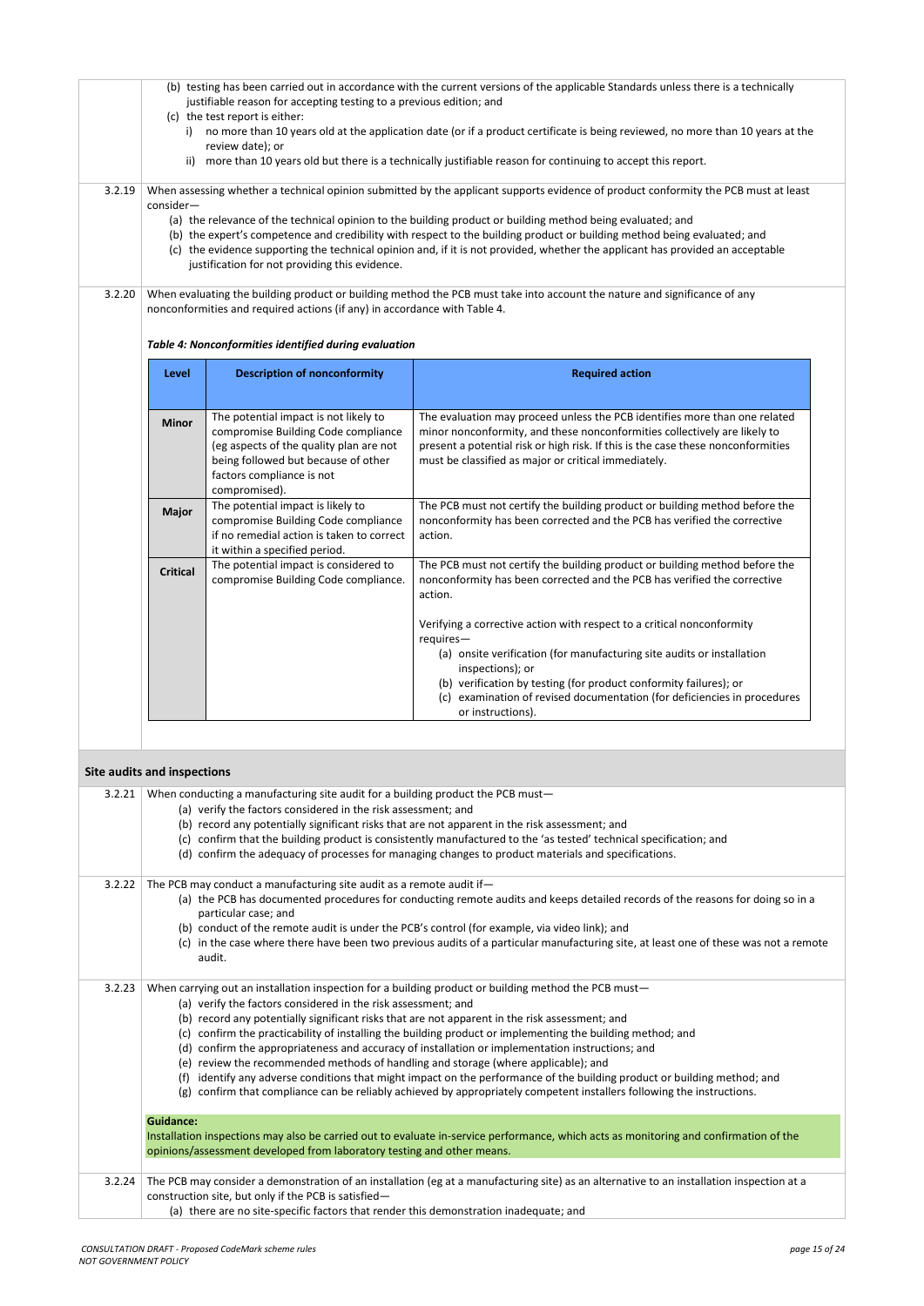(b) testing has been carried out in accordance with the current versions of the applicable Standards unless there is a technically justifiable reason for accepting testing to a previous edition; and

(c) the test report is either:

i) no more than 10 years old at the application date (or if a product certificate is being reviewed, no more than 10 years at the review date); or

ii) more than 10 years old but there is a technically justifiable reason for continuing to accept this report.

3.2.19 When assessing whether a technical opinion submitted by the applicant supports evidence of product conformity the PCB must at least consider—

(a) the relevance of the technical opinion to the building product or building method being evaluated; and

(b) the expert's competence and credibility with respect to the building product or building method being evaluated; and

(c) the evidence supporting the technical opinion and, if it is not provided, whether the applicant has provided an acceptable justification for not providing this evidence.

3.2.20 When evaluating the building product or building method the PCB must take into account the nature and significance of any nonconformities and required actions (if any) in accordance with Table 4.

***Table 4: Nonconformities identified during evaluation***

| Level | Description of nonconformity | Required action |
|---|---|---|
| **Minor** | The potential impact is not likely to compromise Building Code compliance (eg aspects of the quality plan are not being followed but because of other factors compliance is not compromised). | The evaluation may proceed unless the PCB identifies more than one related minor nonconformity, and these nonconformities collectively are likely to present a potential risk or high risk. If this is the case these nonconformities must be classified as major or critical immediately. |
| **Major** | The potential impact is likely to compromise Building Code compliance if no remedial action is taken to correct it within a specified period. | The PCB must not certify the building product or building method before the nonconformity has been corrected and the PCB has verified the corrective action. |
| **Critical** | The potential impact is considered to compromise Building Code compliance. | The PCB must not certify the building product or building method before the nonconformity has been corrected and the PCB has verified the corrective action.<br><br>Verifying a corrective action with respect to a critical nonconformity requires—<br>(a) onsite verification (for manufacturing site audits or installation inspections); or<br>(b) verification by testing (for product conformity failures); or<br>(c) examination of revised documentation (for deficiencies in procedures or instructions). |

## Site audits and inspections

3.2.21 When conducting a manufacturing site audit for a building product the PCB must—

(a) verify the factors considered in the risk assessment; and

(b) record any potentially significant risks that are not apparent in the risk assessment; and

(c) confirm that the building product is consistently manufactured to the 'as tested' technical specification; and

(d) confirm the adequacy of processes for managing changes to product materials and specifications.

3.2.22 The PCB may conduct a manufacturing site audit as a remote audit if—

(a) the PCB has documented procedures for conducting remote audits and keeps detailed records of the reasons for doing so in a particular case; and

(b) conduct of the remote audit is under the PCB's control (for example, via video link); and

(c) in the case where there have been two previous audits of a particular manufacturing site, at least one of these was not a remote audit.

3.2.23 When carrying out an installation inspection for a building product or building method the PCB must—

(a) verify the factors considered in the risk assessment; and

(b) record any potentially significant risks that are not apparent in the risk assessment; and

(c) confirm the practicability of installing the building product or implementing the building method; and

(d) confirm the appropriateness and accuracy of installation or implementation instructions; and

(e) review the recommended methods of handling and storage (where applicable); and

(f) identify any adverse conditions that might impact on the performance of the building product or building method; and

(g) confirm that compliance can be reliably achieved by appropriately competent installers following the instructions.

**Guidance:**
Installation inspections may also be carried out to evaluate in-service performance, which acts as monitoring and confirmation of the opinions/assessment developed from laboratory testing and other means.

3.2.24 The PCB may consider a demonstration of an installation (eg at a manufacturing site) as an alternative to an installation inspection at a construction site, but only if the PCB is satisfied—

(a) there are no site-specific factors that render this demonstration inadequate; and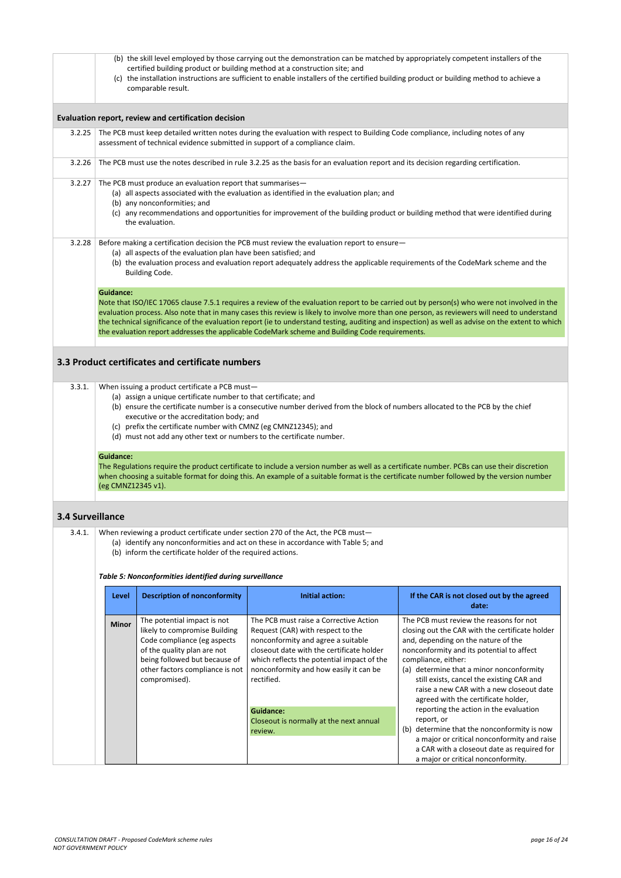(b) the skill level employed by those carrying out the demonstration can be matched by appropriately competent installers of the certified building product or building method at a construction site; and

(c) the installation instructions are sufficient to enable installers of the certified building product or building method to achieve a comparable result.

### Evaluation report, review and certification decision

3.2.25 The PCB must keep detailed written notes during the evaluation with respect to Building Code compliance, including notes of any assessment of technical evidence submitted in support of a compliance claim.

3.2.26 The PCB must use the notes described in rule 3.2.25 as the basis for an evaluation report and its decision regarding certification.

3.2.27 The PCB must produce an evaluation report that summarises—

(a) all aspects associated with the evaluation as identified in the evaluation plan; and

(b) any nonconformities; and

(c) any recommendations and opportunities for improvement of the building product or building method that were identified during the evaluation.

3.2.28 Before making a certification decision the PCB must review the evaluation report to ensure—

(a) all aspects of the evaluation plan have been satisfied; and

(b) the evaluation process and evaluation report adequately address the applicable requirements of the CodeMark scheme and the Building Code.

**Guidance:**
Note that ISO/IEC 17065 clause 7.5.1 requires a review of the evaluation report to be carried out by person(s) who were not involved in the evaluation process. Also note that in many cases this review is likely to involve more than one person, as reviewers will need to understand the technical significance of the evaluation report (ie to understand testing, auditing and inspection) as well as advise on the extent to which the evaluation report addresses the applicable CodeMark scheme and Building Code requirements.

## 3.3 Product certificates and certificate numbers

3.3.1. When issuing a product certificate a PCB must—

(a) assign a unique certificate number to that certificate; and

(b) ensure the certificate number is a consecutive number derived from the block of numbers allocated to the PCB by the chief executive or the accreditation body; and

(c) prefix the certificate number with CMNZ (eg CMNZ12345); and

(d) must not add any other text or numbers to the certificate number.

**Guidance:**
The Regulations require the product certificate to include a version number as well as a certificate number. PCBs can use their discretion when choosing a suitable format for doing this. An example of a suitable format is the certificate number followed by the version number (eg CMNZ12345 v1).

## 3.4 Surveillance

3.4.1. When reviewing a product certificate under section 270 of the Act, the PCB must—

(a) identify any nonconformities and act on these in accordance with Table 5; and

(b) inform the certificate holder of the required actions.

***Table 5: Nonconformities identified during surveillance***

| Level | Description of nonconformity | Initial action: | If the CAR is not closed out by the agreed date: |
|---|---|---|---|
| **Minor** | The potential impact is not likely to compromise Building Code compliance (eg aspects of the quality plan are not being followed but because of other factors compliance is not compromised). | The PCB must raise a Corrective Action Request (CAR) with respect to the nonconformity and agree a suitable closeout date with the certificate holder which reflects the potential impact of the nonconformity and how easily it can be rectified.<br><br>**Guidance:**<br>Closeout is normally at the next annual review. | The PCB must review the reasons for not closing out the CAR with the certificate holder and, depending on the nature of the nonconformity and its potential to affect compliance, either:<br>(a) determine that a minor nonconformity still exists, cancel the existing CAR and raise a new CAR with a new closeout date agreed with the certificate holder, reporting the action in the evaluation report, or<br>(b) determine that the nonconformity is now a major or critical nonconformity and raise a CAR with a closeout date as required for a major or critical nonconformity. |

*CONSULTATION DRAFT - Proposed CodeMark scheme rules*
*NOT GOVERNMENT POLICY*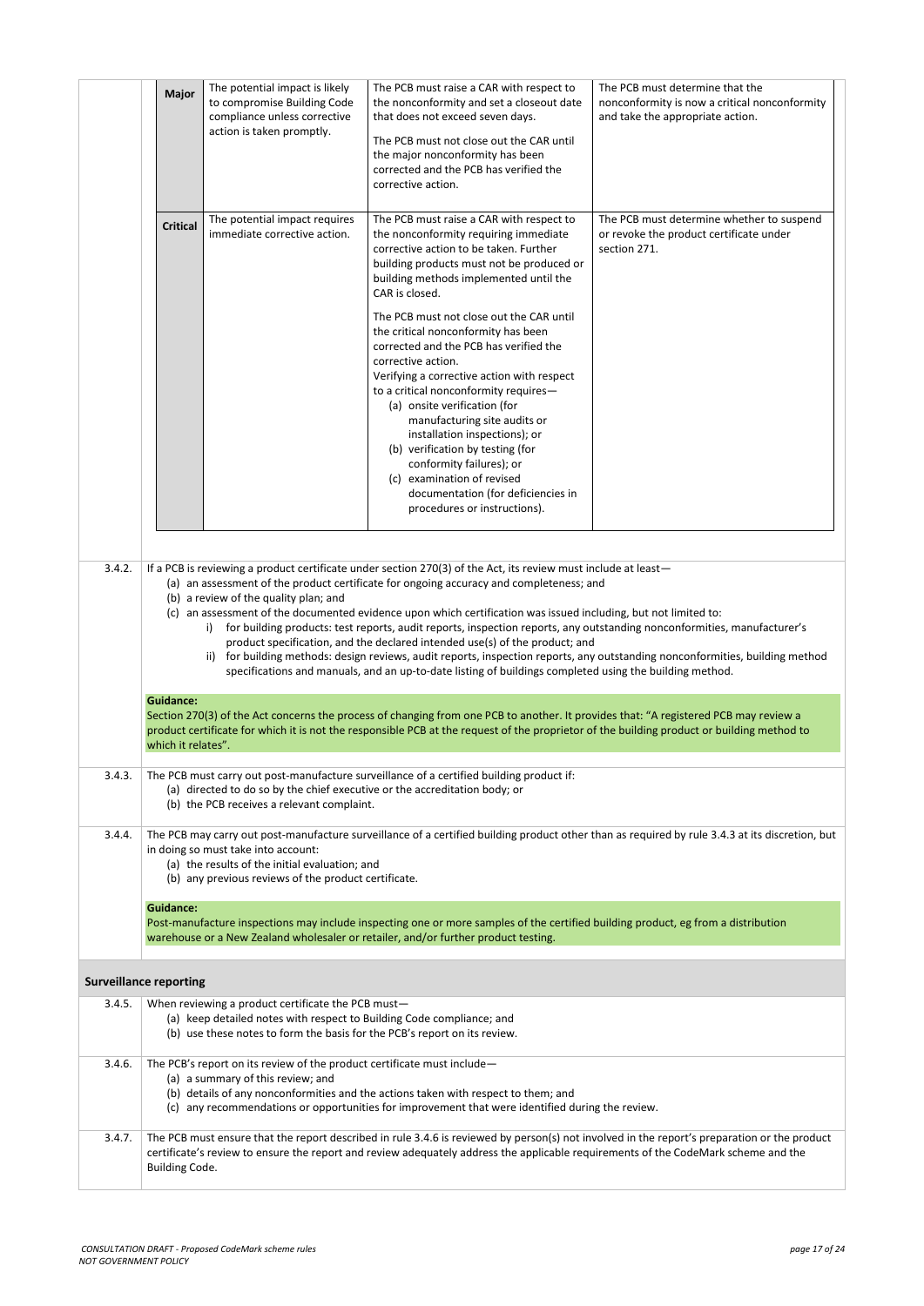| | | | |
|---|---|---|---|
| **Major** | The potential impact is likely to compromise Building Code compliance unless corrective action is taken promptly. | The PCB must raise a CAR with respect to the nonconformity and set a closeout date that does not exceed seven days.<br><br>The PCB must not close out the CAR until the major nonconformity has been corrected and the PCB has verified the corrective action. | The PCB must determine that the nonconformity is now a critical nonconformity and take the appropriate action. |
| **Critical** | The potential impact requires immediate corrective action. | The PCB must raise a CAR with respect to the nonconformity requiring immediate corrective action to be taken. Further building products must not be produced or building methods implemented until the CAR is closed.<br><br>The PCB must not close out the CAR until the critical nonconformity has been corrected and the PCB has verified the corrective action.<br>Verifying a corrective action with respect to a critical nonconformity requires—<br>(a) onsite verification (for manufacturing site audits or installation inspections); or<br>(b) verification by testing (for conformity failures); or<br>(c) examination of revised documentation (for deficiencies in procedures or instructions). | The PCB must determine whether to suspend or revoke the product certificate under section 271. |

3.4.2. If a PCB is reviewing a product certificate under section 270(3) of the Act, its review must include at least—

(a) an assessment of the product certificate for ongoing accuracy and completeness; and
(b) a review of the quality plan; and
(c) an assessment of the documented evidence upon which certification was issued including, but not limited to:
  i) for building products: test reports, audit reports, inspection reports, any outstanding nonconformities, manufacturer's product specification, and the declared intended use(s) of the product; and
  ii) for building methods: design reviews, audit reports, inspection reports, any outstanding nonconformities, building method specifications and manuals, and an up-to-date listing of buildings completed using the building method.

**Guidance:**
Section 270(3) of the Act concerns the process of changing from one PCB to another. It provides that: "A registered PCB may review a product certificate for which it is not the responsible PCB at the request of the proprietor of the building product or building method to which it relates".

3.4.3. The PCB must carry out post-manufacture surveillance of a certified building product if:

(a) directed to do so by the chief executive or the accreditation body; or
(b) the PCB receives a relevant complaint.

3.4.4. The PCB may carry out post-manufacture surveillance of a certified building product other than as required by rule 3.4.3 at its discretion, but in doing so must take into account:

(a) the results of the initial evaluation; and
(b) any previous reviews of the product certificate.

**Guidance:**
Post-manufacture inspections may include inspecting one or more samples of the certified building product, eg from a distribution warehouse or a New Zealand wholesaler or retailer, and/or further product testing.

## Surveillance reporting

3.4.5. When reviewing a product certificate the PCB must—

(a) keep detailed notes with respect to Building Code compliance; and
(b) use these notes to form the basis for the PCB's report on its review.

3.4.6. The PCB's report on its review of the product certificate must include—

(a) a summary of this review; and
(b) details of any nonconformities and the actions taken with respect to them; and
(c) any recommendations or opportunities for improvement that were identified during the review.

3.4.7. The PCB must ensure that the report described in rule 3.4.6 is reviewed by person(s) not involved in the report's preparation or the product certificate's review to ensure the report and review adequately address the applicable requirements of the CodeMark scheme and the Building Code.

*CONSULTATION DRAFT - Proposed CodeMark scheme rules*
*NOT GOVERNMENT POLICY*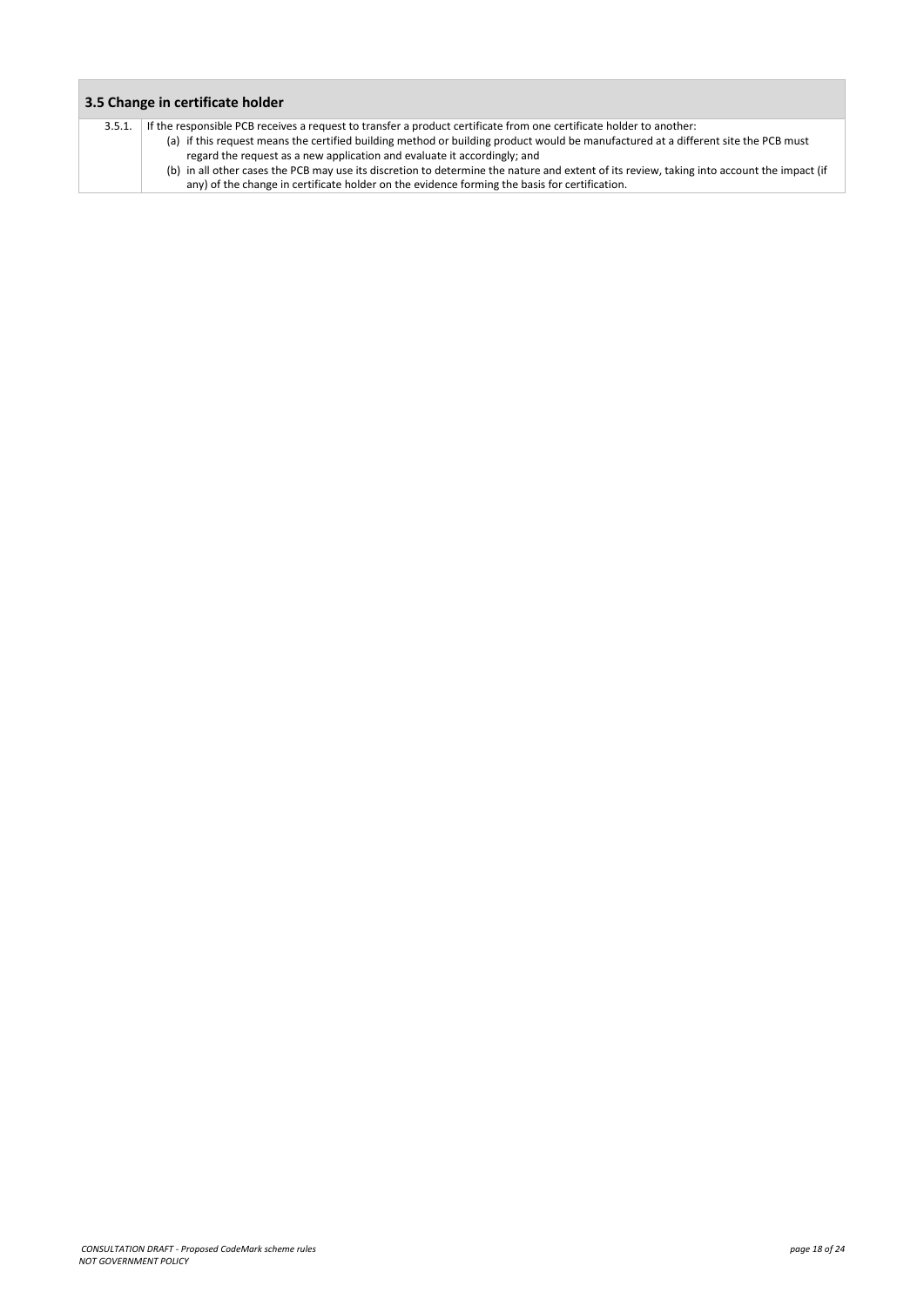### 3.5 Change in certificate holder

| | |
|---|---|
| 3.5.1. | If the responsible PCB receives a request to transfer a product certificate from one certificate holder to another:<br>(a) if this request means the certified building method or building product would be manufactured at a different site the PCB must regard the request as a new application and evaluate it accordingly; and<br>(b) in all other cases the PCB may use its discretion to determine the nature and extent of its review, taking into account the impact (if any) of the change in certificate holder on the evidence forming the basis for certification. |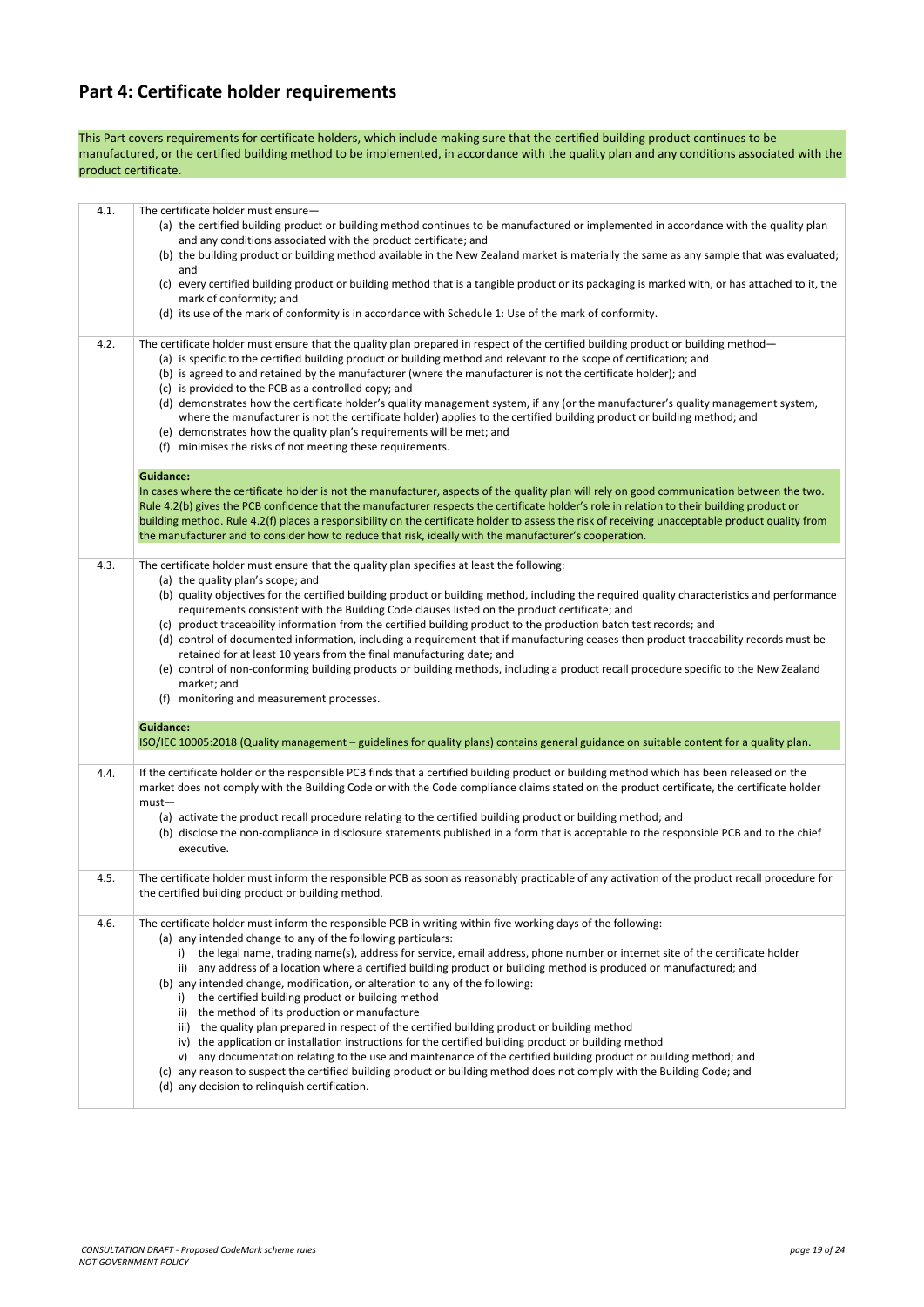## Part 4: Certificate holder requirements

This Part covers requirements for certificate holders, which include making sure that the certified building product continues to be manufactured, or the certified building method to be implemented, in accordance with the quality plan and any conditions associated with the product certificate.

**4.1.** The certificate holder must ensure—

(a) the certified building product or building method continues to be manufactured or implemented in accordance with the quality plan and any conditions associated with the product certificate; and

(b) the building product or building method available in the New Zealand market is materially the same as any sample that was evaluated; and

(c) every certified building product or building method that is a tangible product or its packaging is marked with, or has attached to it, the mark of conformity; and

(d) its use of the mark of conformity is in accordance with Schedule 1: Use of the mark of conformity.

**4.2.** The certificate holder must ensure that the quality plan prepared in respect of the certified building product or building method—

(a) is specific to the certified building product or building method and relevant to the scope of certification; and

(b) is agreed to and retained by the manufacturer (where the manufacturer is not the certificate holder); and

(c) is provided to the PCB as a controlled copy; and

(d) demonstrates how the certificate holder's quality management system, if any (or the manufacturer's quality management system, where the manufacturer is not the certificate holder) applies to the certified building product or building method; and

(e) demonstrates how the quality plan's requirements will be met; and

(f) minimises the risks of not meeting these requirements.

**Guidance:**
In cases where the certificate holder is not the manufacturer, aspects of the quality plan will rely on good communication between the two. Rule 4.2(b) gives the PCB confidence that the manufacturer respects the certificate holder's role in relation to their building product or building method. Rule 4.2(f) places a responsibility on the certificate holder to assess the risk of receiving unacceptable product quality from the manufacturer and to consider how to reduce that risk, ideally with the manufacturer's cooperation.

**4.3.** The certificate holder must ensure that the quality plan specifies at least the following:

(a) the quality plan's scope; and

(b) quality objectives for the certified building product or building method, including the required quality characteristics and performance requirements consistent with the Building Code clauses listed on the product certificate; and

(c) product traceability information from the certified building product to the production batch test records; and

(d) control of documented information, including a requirement that if manufacturing ceases then product traceability records must be retained for at least 10 years from the final manufacturing date; and

(e) control of non-conforming building products or building methods, including a product recall procedure specific to the New Zealand market; and

(f) monitoring and measurement processes.

**Guidance:**
ISO/IEC 10005:2018 (Quality management – guidelines for quality plans) contains general guidance on suitable content for a quality plan.

**4.4.** If the certificate holder or the responsible PCB finds that a certified building product or building method which has been released on the market does not comply with the Building Code or with the Code compliance claims stated on the product certificate, the certificate holder must—

(a) activate the product recall procedure relating to the certified building product or building method; and

(b) disclose the non-compliance in disclosure statements published in a form that is acceptable to the responsible PCB and to the chief executive.

**4.5.** The certificate holder must inform the responsible PCB as soon as reasonably practicable of any activation of the product recall procedure for the certified building product or building method.

**4.6.** The certificate holder must inform the responsible PCB in writing within five working days of the following:

(a) any intended change to any of the following particulars:

i) the legal name, trading name(s), address for service, email address, phone number or internet site of the certificate holder

ii) any address of a location where a certified building product or building method is produced or manufactured; and

(b) any intended change, modification, or alteration to any of the following:

i) the certified building product or building method

ii) the method of its production or manufacture

iii) the quality plan prepared in respect of the certified building product or building method

iv) the application or installation instructions for the certified building product or building method

v) any documentation relating to the use and maintenance of the certified building product or building method; and

(c) any reason to suspect the certified building product or building method does not comply with the Building Code; and

(d) any decision to relinquish certification.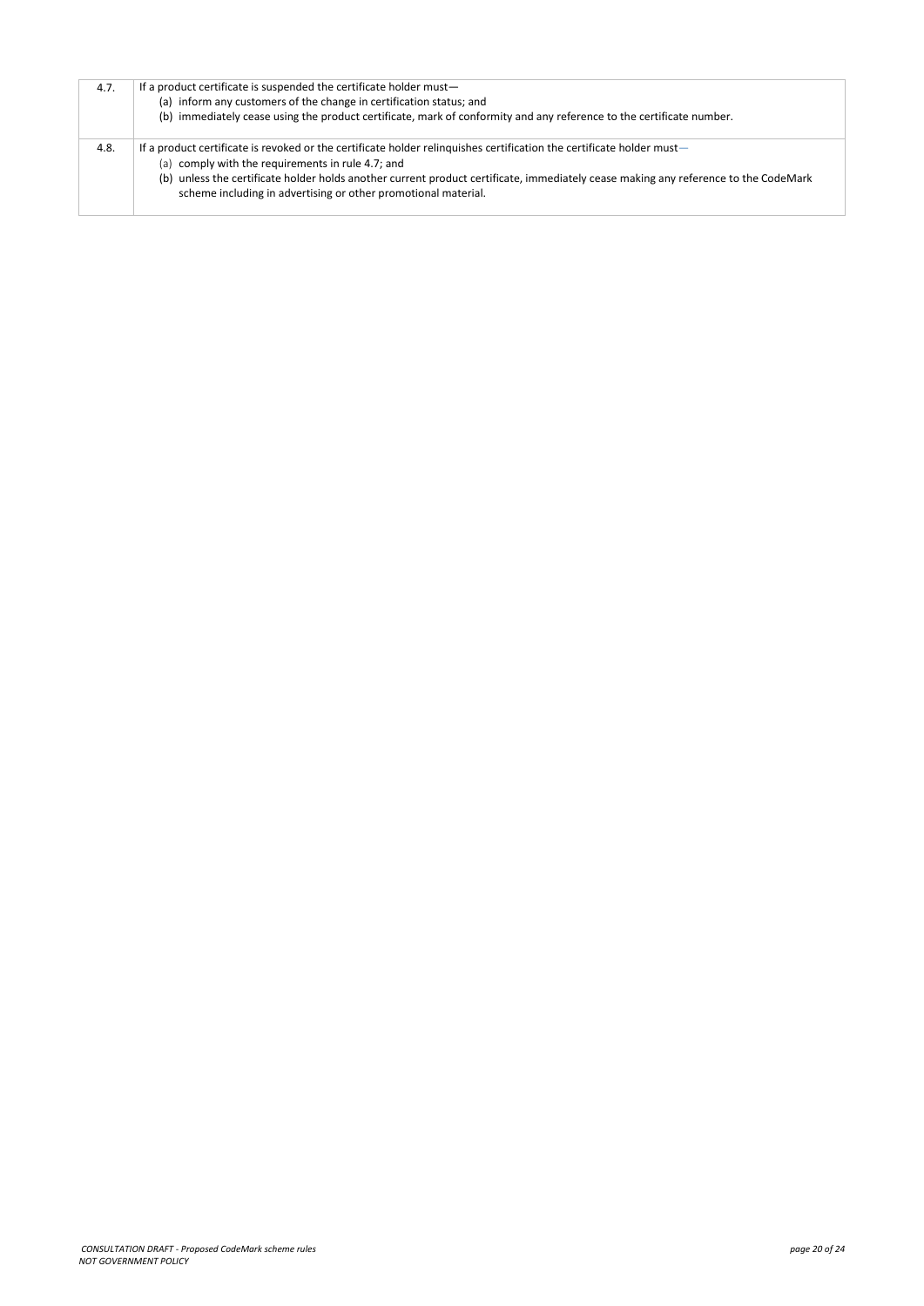| | |
|---|---|
| 4.7. | If a product certificate is suspended the certificate holder must—<br>(a) inform any customers of the change in certification status; and<br>(b) immediately cease using the product certificate, mark of conformity and any reference to the certificate number. |
| 4.8. | If a product certificate is revoked or the certificate holder relinquishes certification the certificate holder must—<br>(a) comply with the requirements in rule 4.7; and<br>(b) unless the certificate holder holds another current product certificate, immediately cease making any reference to the CodeMark scheme including in advertising or other promotional material. |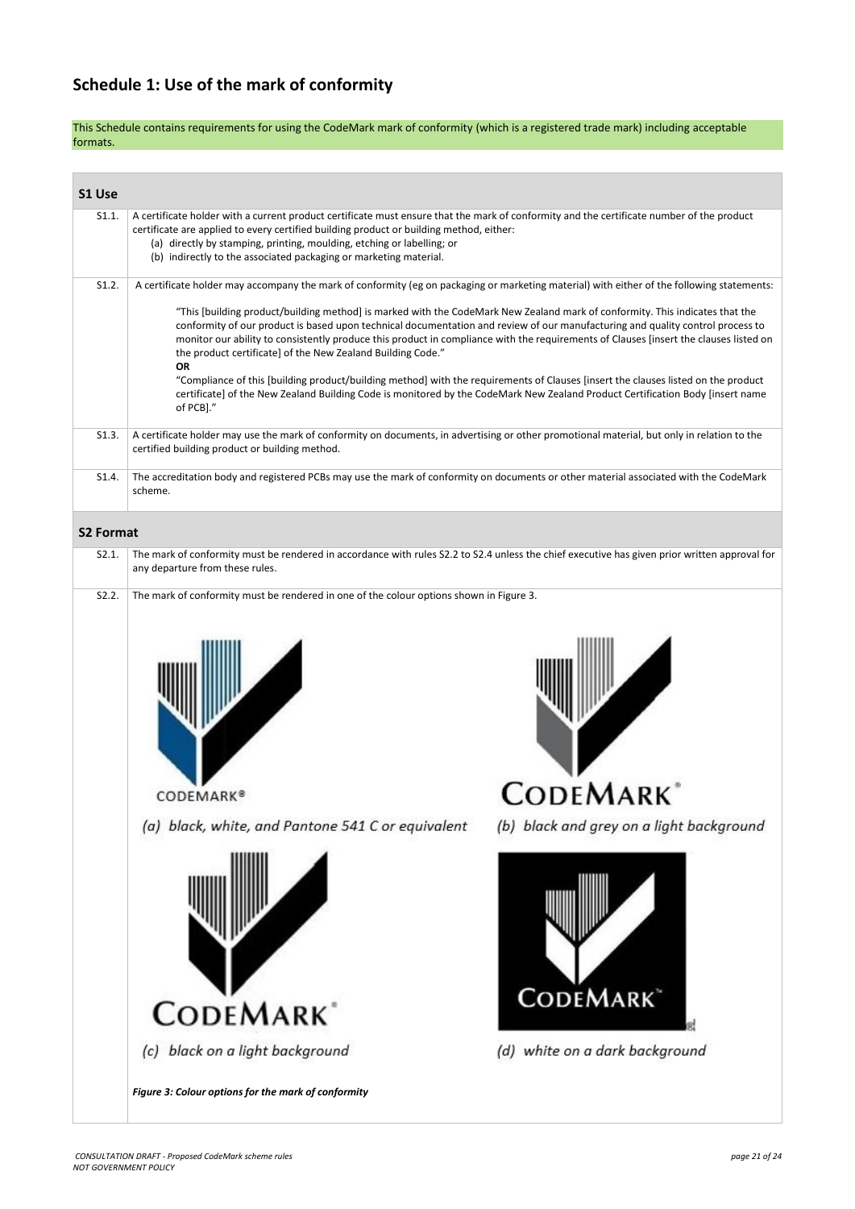## Schedule 1: Use of the mark of conformity

This Schedule contains requirements for using the CodeMark mark of conformity (which is a registered trade mark) including acceptable formats.

### S1 Use

| | |
|---|---|
| S1.1. | A certificate holder with a current product certificate must ensure that the mark of conformity and the certificate number of the product certificate are applied to every certified building product or building method, either:<br>(a) directly by stamping, printing, moulding, etching or labelling; or<br>(b) indirectly to the associated packaging or marketing material. |
| S1.2. | A certificate holder may accompany the mark of conformity (eg on packaging or marketing material) with either of the following statements:<br>"This [building product/building method] is marked with the CodeMark New Zealand mark of conformity. This indicates that the conformity of our product is based upon technical documentation and review of our manufacturing and quality control process to monitor our ability to consistently produce this product in compliance with the requirements of Clauses [insert the clauses listed on the product certificate] of the New Zealand Building Code."<br>**OR**<br>"Compliance of this [building product/building method] with the requirements of Clauses [insert the clauses listed on the product certificate] of the New Zealand Building Code is monitored by the CodeMark New Zealand Product Certification Body [insert name of PCB]." |
| S1.3. | A certificate holder may use the mark of conformity on documents, in advertising or other promotional material, but only in relation to the certified building product or building method. |
| S1.4. | The accreditation body and registered PCBs may use the mark of conformity on documents or other material associated with the CodeMark scheme. |

### S2 Format

| | |
|---|---|
| S2.1. | The mark of conformity must be rendered in accordance with rules S2.2 to S2.4 unless the chief executive has given prior written approval for any departure from these rules. |
| S2.2. | The mark of conformity must be rendered in one of the colour options shown in Figure 3. |

CODEMARK®

(a) black, white, and Pantone 541 C or equivalent

CODEMARK®

(b) black and grey on a light background

CODEMARK®

(c) black on a light background

CODEMARK™

(d) white on a dark background

*Figure 3: Colour options for the mark of conformity*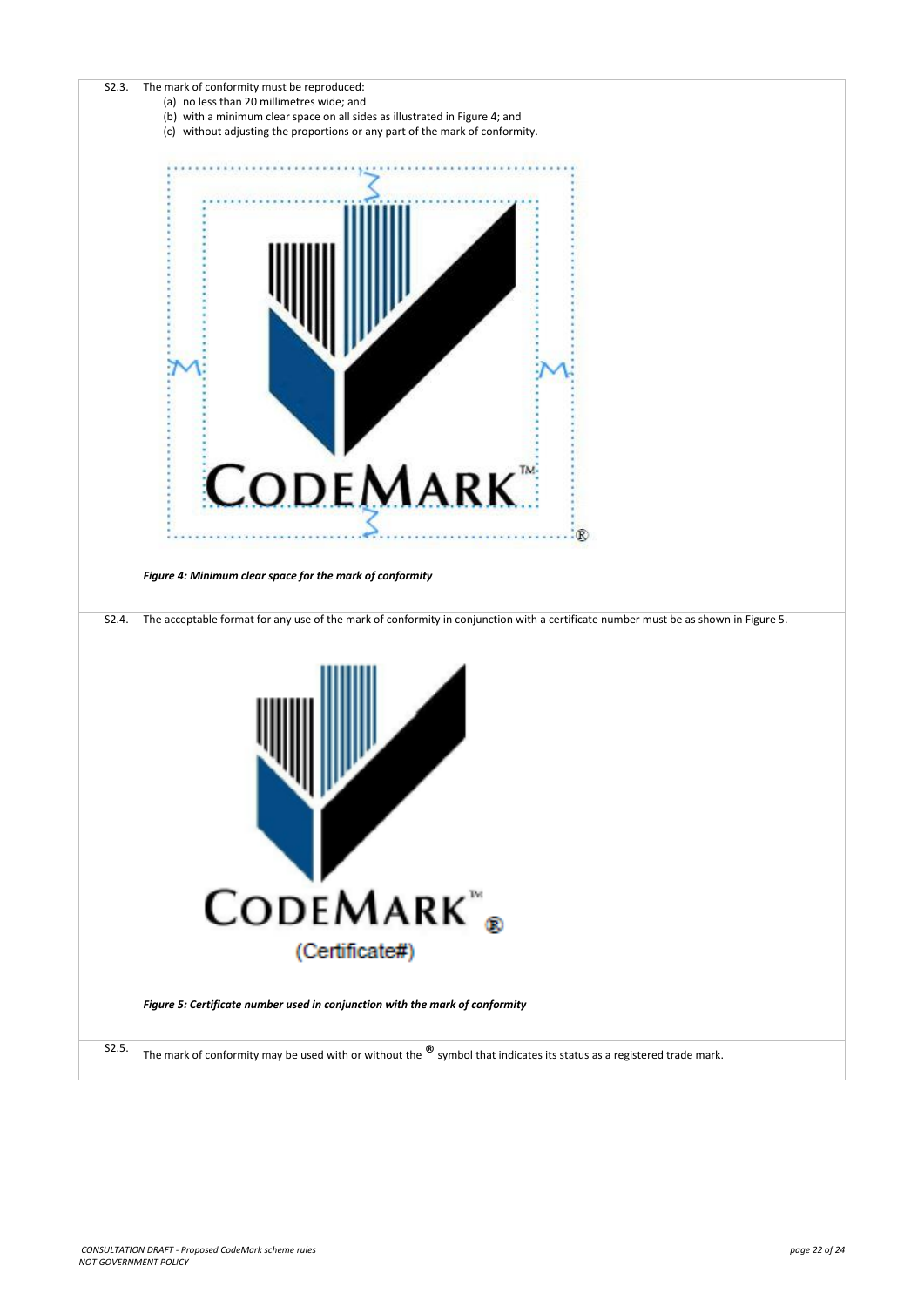| | |
|---|---|
| S2.3. | The mark of conformity must be reproduced:<br>(a) no less than 20 millimetres wide; and<br>(b) with a minimum clear space on all sides as illustrated in Figure 4; and<br>(c) without adjusting the proportions or any part of the mark of conformity.<br><br>*Figure 4: Minimum clear space for the mark of conformity* |
| S2.4. | The acceptable format for any use of the mark of conformity in conjunction with a certificate number must be as shown in Figure 5.<br><br>*Figure 5: Certificate number used in conjunction with the mark of conformity* |
| S2.5. | The mark of conformity may be used with or without the ® symbol that indicates its status as a registered trade mark. |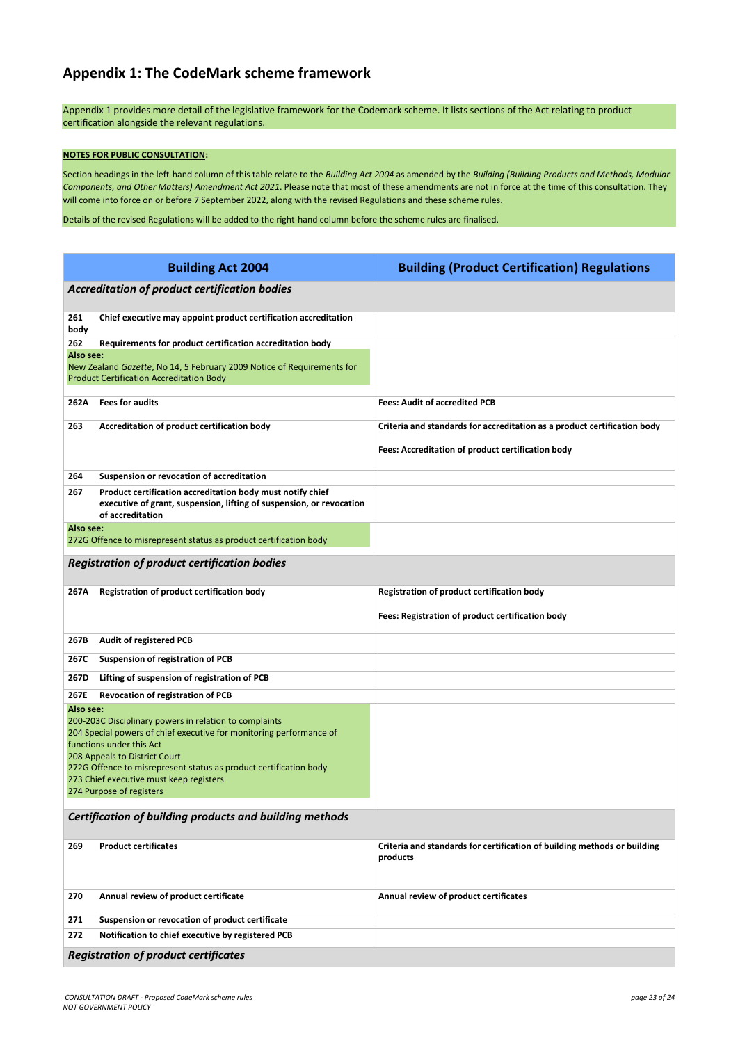## Appendix 1: The CodeMark scheme framework

Appendix 1 provides more detail of the legislative framework for the Codemark scheme. It lists sections of the Act relating to product certification alongside the relevant regulations.

**NOTES FOR PUBLIC CONSULTATION:**

Section headings in the left-hand column of this table relate to the *Building Act 2004* as amended by the *Building (Building Products and Methods, Modular Components, and Other Matters) Amendment Act 2021*. Please note that most of these amendments are not in force at the time of this consultation. They will come into force on or before 7 September 2022, along with the revised Regulations and these scheme rules.

Details of the revised Regulations will be added to the right-hand column before the scheme rules are finalised.

| Building Act 2004 | Building (Product Certification) Regulations |
|---|---|
| ***Accreditation of product certification bodies*** | |
| **261 Chief executive may appoint product certification accreditation body** | |
| **262 Requirements for product certification accreditation body**<br>**Also see:**<br>New Zealand *Gazette*, No 14, 5 February 2009 Notice of Requirements for Product Certification Accreditation Body | |
| **262A Fees for audits** | **Fees: Audit of accredited PCB** |
| **263 Accreditation of product certification body** | **Criteria and standards for accreditation as a product certification body**<br><br>**Fees: Accreditation of product certification body** |
| **264 Suspension or revocation of accreditation** | |
| **267 Product certification accreditation body must notify chief executive of grant, suspension, lifting of suspension, or revocation of accreditation** | |
| **Also see:**<br>272G Offence to misrepresent status as product certification body | |
| ***Registration of product certification bodies*** | |
| **267A Registration of product certification body** | **Registration of product certification body**<br><br>**Fees: Registration of product certification body** |
| **267B Audit of registered PCB** | |
| **267C Suspension of registration of PCB** | |
| **267D Lifting of suspension of registration of PCB** | |
| **267E Revocation of registration of PCB** | |
| **Also see:**<br>200-203C Disciplinary powers in relation to complaints<br>204 Special powers of chief executive for monitoring performance of functions under this Act<br>208 Appeals to District Court<br>272G Offence to misrepresent status as product certification body<br>273 Chief executive must keep registers<br>274 Purpose of registers | |
| ***Certification of building products and building methods*** | |
| **269 Product certificates** | **Criteria and standards for certification of building methods or building products** |
| **270 Annual review of product certificate** | **Annual review of product certificates** |
| **271 Suspension or revocation of product certificate** | |
| **272 Notification to chief executive by registered PCB** | |
| ***Registration of product certificates*** | |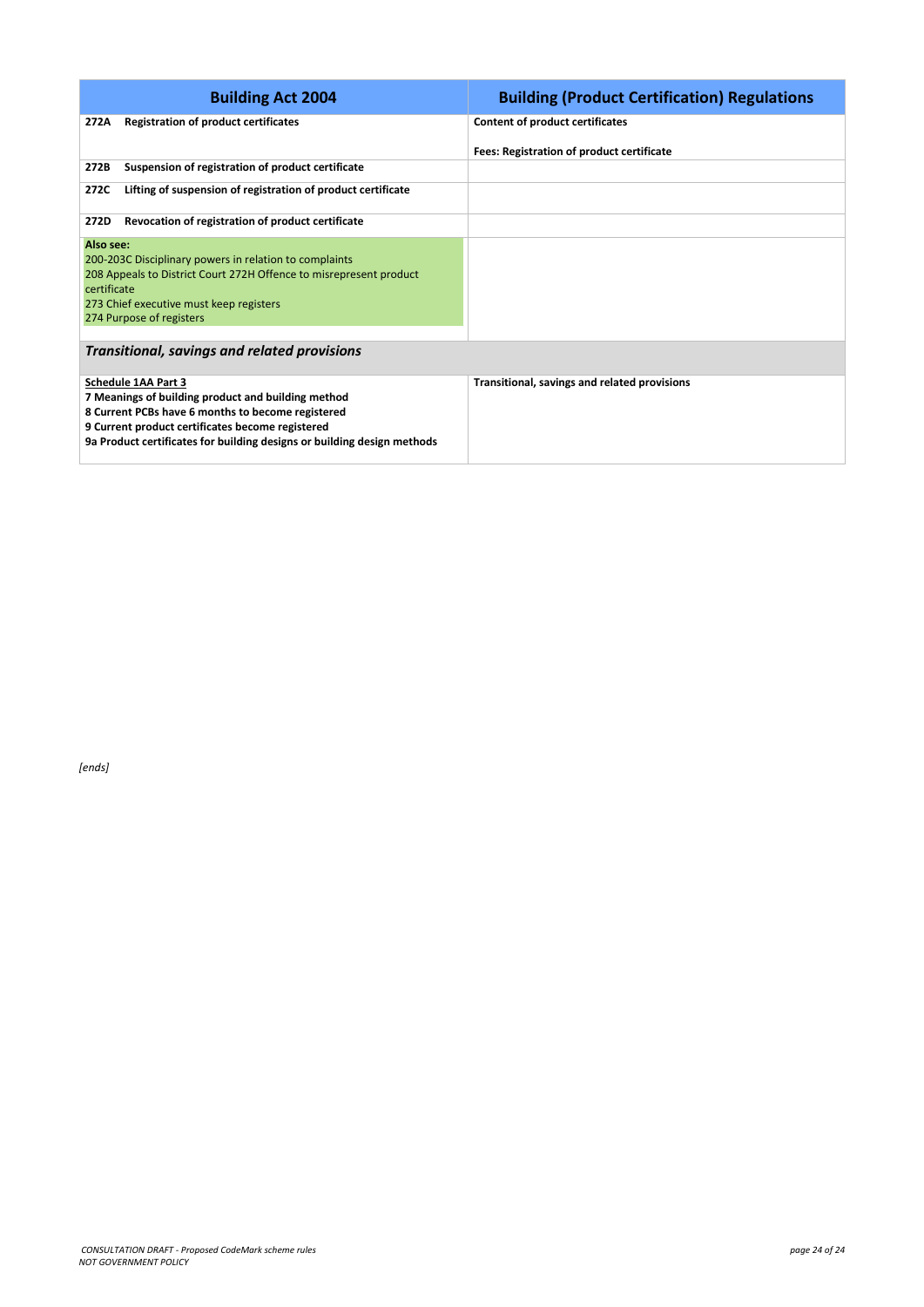| Building Act 2004 | Building (Product Certification) Regulations |
|---|---|
| **272A Registration of product certificates** | **Content of product certificates**<br><br>**Fees: Registration of product certificate** |
| **272B Suspension of registration of product certificate** | |
| **272C Lifting of suspension of registration of product certificate** | |
| **272D Revocation of registration of product certificate** | |
| **Also see:**<br>200-203C Disciplinary powers in relation to complaints<br>208 Appeals to District Court 272H Offence to misrepresent product certificate<br>273 Chief executive must keep registers<br>274 Purpose of registers | |
| ***Transitional, savings and related provisions*** | |
| <u>**Schedule 1AA Part 3**</u><br>**7 Meanings of building product and building method**<br>**8 Current PCBs have 6 months to become registered**<br>**9 Current product certificates become registered**<br>**9a Product certificates for building designs or building design methods** | **Transitional, savings and related provisions** |

*[ends]*

*CONSULTATION DRAFT - Proposed CodeMark scheme rules*
*NOT GOVERNMENT POLICY*